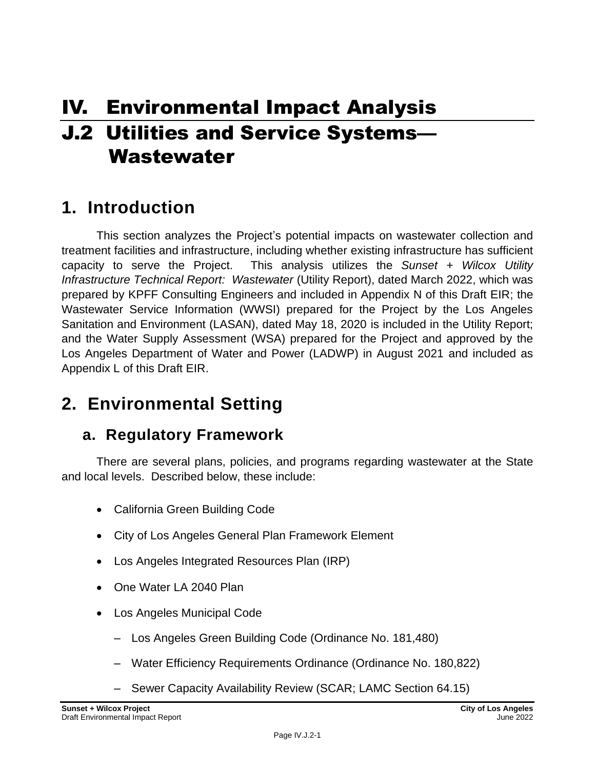# IV. Environmental Impact Analysis

# J.2 Utilities and Service Systems—Wastewater

## 1. Introduction

This section analyzes the Project's potential impacts on wastewater collection and treatment facilities and infrastructure, including whether existing infrastructure has sufficient capacity to serve the Project. This analysis utilizes the *Sunset + Wilcox Utility Infrastructure Technical Report: Wastewater* (Utility Report), dated March 2022, which was prepared by KPFF Consulting Engineers and included in Appendix N of this Draft EIR; the Wastewater Service Information (WWSI) prepared for the Project by the Los Angeles Sanitation and Environment (LASAN), dated May 18, 2020 is included in the Utility Report; and the Water Supply Assessment (WSA) prepared for the Project and approved by the Los Angeles Department of Water and Power (LADWP) in August 2021 and included as Appendix L of this Draft EIR.

## 2. Environmental Setting

### a. Regulatory Framework

There are several plans, policies, and programs regarding wastewater at the State and local levels. Described below, these include:

- California Green Building Code
- City of Los Angeles General Plan Framework Element
- Los Angeles Integrated Resources Plan (IRP)
- One Water LA 2040 Plan
- Los Angeles Municipal Code
  - Los Angeles Green Building Code (Ordinance No. 181,480)
  - Water Efficiency Requirements Ordinance (Ordinance No. 180,822)
  - Sewer Capacity Availability Review (SCAR; LAMC Section 64.15)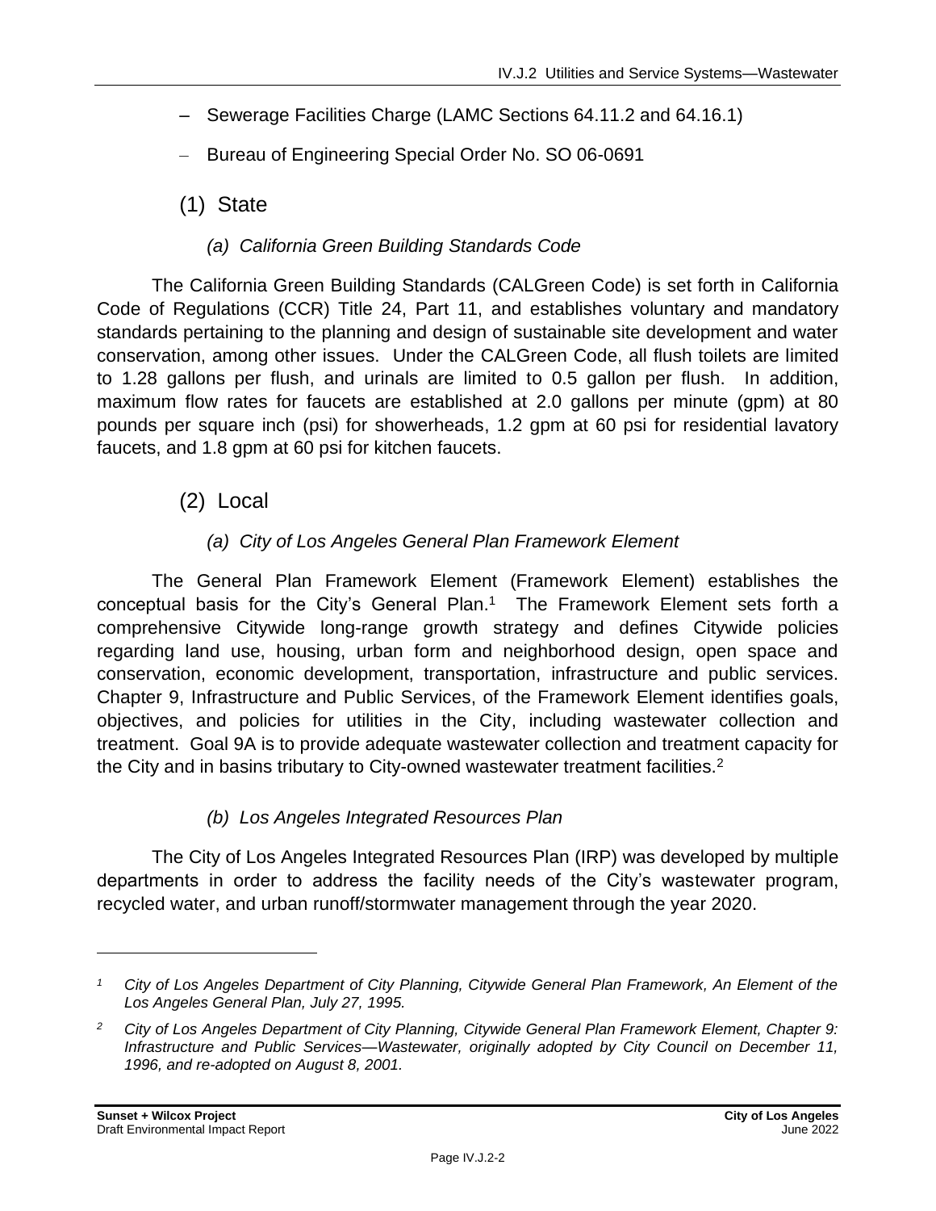– Sewerage Facilities Charge (LAMC Sections 64.11.2 and 64.16.1)

– Bureau of Engineering Special Order No. SO 06-0691

## (1) State

### *(a) California Green Building Standards Code*

The California Green Building Standards (CALGreen Code) is set forth in California Code of Regulations (CCR) Title 24, Part 11, and establishes voluntary and mandatory standards pertaining to the planning and design of sustainable site development and water conservation, among other issues. Under the CALGreen Code, all flush toilets are limited to 1.28 gallons per flush, and urinals are limited to 0.5 gallon per flush. In addition, maximum flow rates for faucets are established at 2.0 gallons per minute (gpm) at 80 pounds per square inch (psi) for showerheads, 1.2 gpm at 60 psi for residential lavatory faucets, and 1.8 gpm at 60 psi for kitchen faucets.

## (2) Local

### *(a) City of Los Angeles General Plan Framework Element*

The General Plan Framework Element (Framework Element) establishes the conceptual basis for the City's General Plan.[1] The Framework Element sets forth a comprehensive Citywide long-range growth strategy and defines Citywide policies regarding land use, housing, urban form and neighborhood design, open space and conservation, economic development, transportation, infrastructure and public services. Chapter 9, Infrastructure and Public Services, of the Framework Element identifies goals, objectives, and policies for utilities in the City, including wastewater collection and treatment. Goal 9A is to provide adequate wastewater collection and treatment capacity for the City and in basins tributary to City-owned wastewater treatment facilities.[2]

### *(b) Los Angeles Integrated Resources Plan*

The City of Los Angeles Integrated Resources Plan (IRP) was developed by multiple departments in order to address the facility needs of the City's wastewater program, recycled water, and urban runoff/stormwater management through the year 2020.

---

*[1] City of Los Angeles Department of City Planning, Citywide General Plan Framework, An Element of the Los Angeles General Plan, July 27, 1995.*

*[2] City of Los Angeles Department of City Planning, Citywide General Plan Framework Element, Chapter 9: Infrastructure and Public Services—Wastewater, originally adopted by City Council on December 11, 1996, and re-adopted on August 8, 2001.*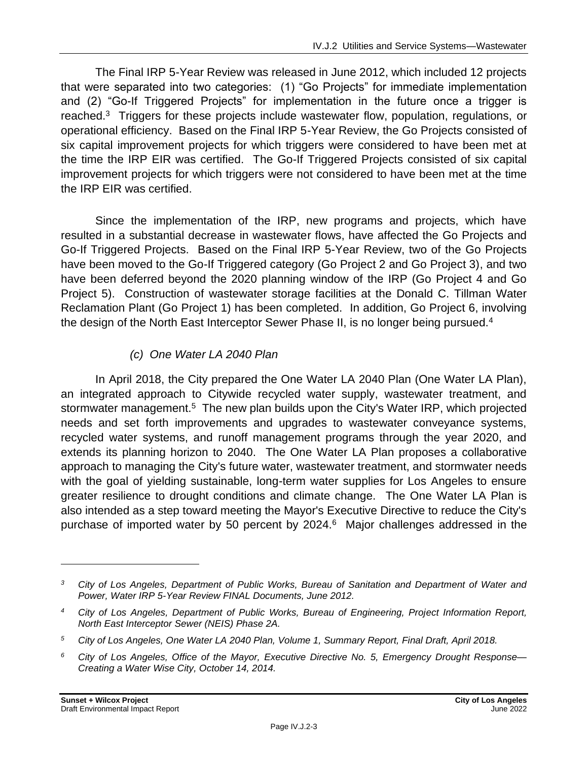The Final IRP 5-Year Review was released in June 2012, which included 12 projects that were separated into two categories: (1) "Go Projects" for immediate implementation and (2) "Go-If Triggered Projects" for implementation in the future once a trigger is reached.[3] Triggers for these projects include wastewater flow, population, regulations, or operational efficiency. Based on the Final IRP 5-Year Review, the Go Projects consisted of six capital improvement projects for which triggers were considered to have been met at the time the IRP EIR was certified. The Go-If Triggered Projects consisted of six capital improvement projects for which triggers were not considered to have been met at the time the IRP EIR was certified.

Since the implementation of the IRP, new programs and projects, which have resulted in a substantial decrease in wastewater flows, have affected the Go Projects and Go-If Triggered Projects. Based on the Final IRP 5-Year Review, two of the Go Projects have been moved to the Go-If Triggered category (Go Project 2 and Go Project 3), and two have been deferred beyond the 2020 planning window of the IRP (Go Project 4 and Go Project 5). Construction of wastewater storage facilities at the Donald C. Tillman Water Reclamation Plant (Go Project 1) has been completed. In addition, Go Project 6, involving the design of the North East Interceptor Sewer Phase II, is no longer being pursued.[4]

#### *(c) One Water LA 2040 Plan*

In April 2018, the City prepared the One Water LA 2040 Plan (One Water LA Plan), an integrated approach to Citywide recycled water supply, wastewater treatment, and stormwater management.[5] The new plan builds upon the City's Water IRP, which projected needs and set forth improvements and upgrades to wastewater conveyance systems, recycled water systems, and runoff management programs through the year 2020, and extends its planning horizon to 2040. The One Water LA Plan proposes a collaborative approach to managing the City's future water, wastewater treatment, and stormwater needs with the goal of yielding sustainable, long-term water supplies for Los Angeles to ensure greater resilience to drought conditions and climate change. The One Water LA Plan is also intended as a step toward meeting the Mayor's Executive Directive to reduce the City's purchase of imported water by 50 percent by 2024.[6] Major challenges addressed in the

---

[3] *City of Los Angeles, Department of Public Works, Bureau of Sanitation and Department of Water and Power, Water IRP 5-Year Review FINAL Documents, June 2012.*

[4] *City of Los Angeles, Department of Public Works, Bureau of Engineering, Project Information Report, North East Interceptor Sewer (NEIS) Phase 2A.*

[5] *City of Los Angeles, One Water LA 2040 Plan, Volume 1, Summary Report, Final Draft, April 2018.*

[6] *City of Los Angeles, Office of the Mayor, Executive Directive No. 5, Emergency Drought Response—Creating a Water Wise City, October 14, 2014.*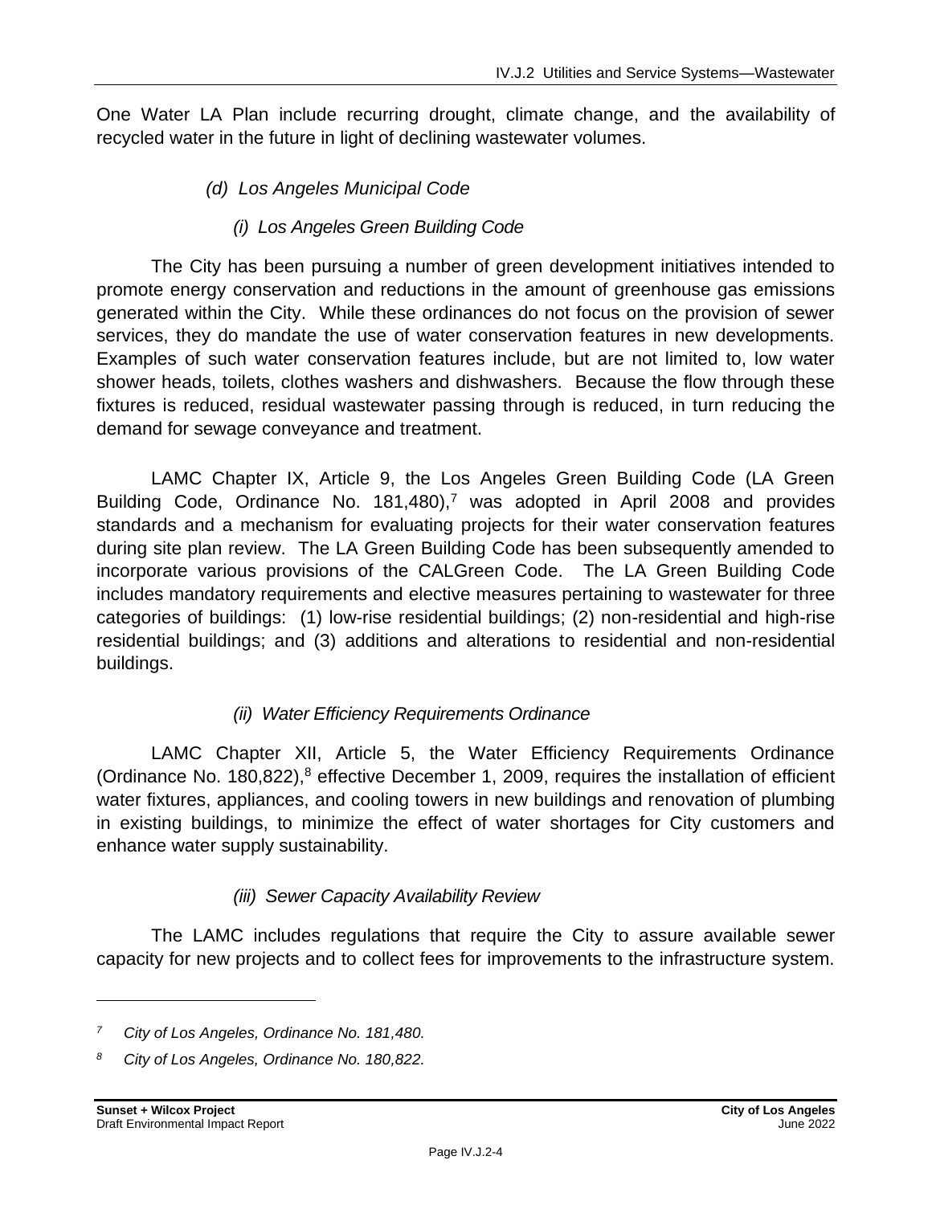One Water LA Plan include recurring drought, climate change, and the availability of recycled water in the future in light of declining wastewater volumes.

#### *(d) Los Angeles Municipal Code*

##### *(i) Los Angeles Green Building Code*

The City has been pursuing a number of green development initiatives intended to promote energy conservation and reductions in the amount of greenhouse gas emissions generated within the City. While these ordinances do not focus on the provision of sewer services, they do mandate the use of water conservation features in new developments. Examples of such water conservation features include, but are not limited to, low water shower heads, toilets, clothes washers and dishwashers. Because the flow through these fixtures is reduced, residual wastewater passing through is reduced, in turn reducing the demand for sewage conveyance and treatment.

LAMC Chapter IX, Article 9, the Los Angeles Green Building Code (LA Green Building Code, Ordinance No. 181,480),[7] was adopted in April 2008 and provides standards and a mechanism for evaluating projects for their water conservation features during site plan review. The LA Green Building Code has been subsequently amended to incorporate various provisions of the CALGreen Code. The LA Green Building Code includes mandatory requirements and elective measures pertaining to wastewater for three categories of buildings: (1) low-rise residential buildings; (2) non-residential and high-rise residential buildings; and (3) additions and alterations to residential and non-residential buildings.

##### *(ii) Water Efficiency Requirements Ordinance*

LAMC Chapter XII, Article 5, the Water Efficiency Requirements Ordinance (Ordinance No. 180,822),[8] effective December 1, 2009, requires the installation of efficient water fixtures, appliances, and cooling towers in new buildings and renovation of plumbing in existing buildings, to minimize the effect of water shortages for City customers and enhance water supply sustainability.

##### *(iii) Sewer Capacity Availability Review*

The LAMC includes regulations that require the City to assure available sewer capacity for new projects and to collect fees for improvements to the infrastructure system.

---

*[7] City of Los Angeles, Ordinance No. 181,480.*

*[8] City of Los Angeles, Ordinance No. 180,822.*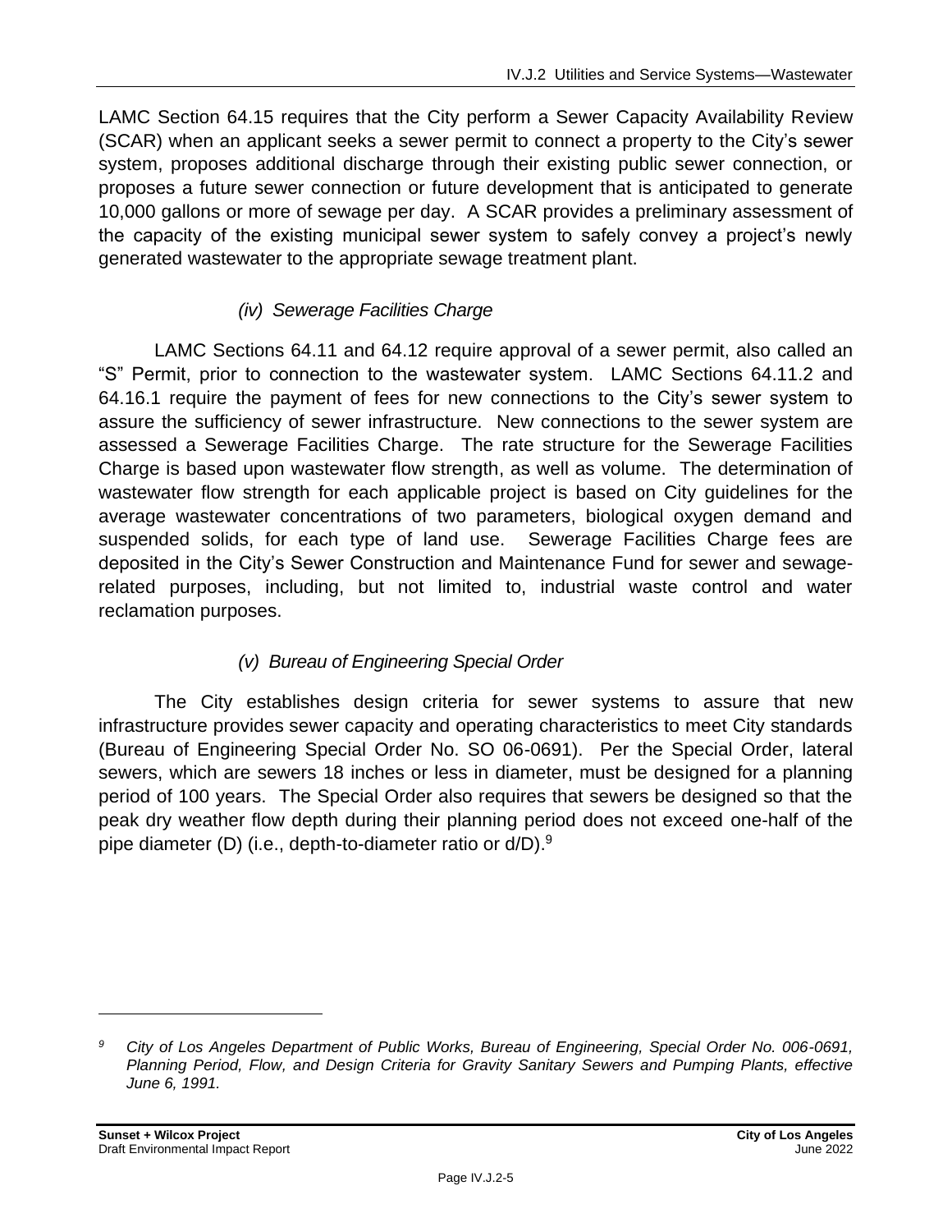LAMC Section 64.15 requires that the City perform a Sewer Capacity Availability Review (SCAR) when an applicant seeks a sewer permit to connect a property to the City's sewer system, proposes additional discharge through their existing public sewer connection, or proposes a future sewer connection or future development that is anticipated to generate 10,000 gallons or more of sewage per day. A SCAR provides a preliminary assessment of the capacity of the existing municipal sewer system to safely convey a project's newly generated wastewater to the appropriate sewage treatment plant.

*(iv) Sewerage Facilities Charge*

LAMC Sections 64.11 and 64.12 require approval of a sewer permit, also called an "S" Permit, prior to connection to the wastewater system. LAMC Sections 64.11.2 and 64.16.1 require the payment of fees for new connections to the City's sewer system to assure the sufficiency of sewer infrastructure. New connections to the sewer system are assessed a Sewerage Facilities Charge. The rate structure for the Sewerage Facilities Charge is based upon wastewater flow strength, as well as volume. The determination of wastewater flow strength for each applicable project is based on City guidelines for the average wastewater concentrations of two parameters, biological oxygen demand and suspended solids, for each type of land use. Sewerage Facilities Charge fees are deposited in the City's Sewer Construction and Maintenance Fund for sewer and sewage-related purposes, including, but not limited to, industrial waste control and water reclamation purposes.

*(v) Bureau of Engineering Special Order*

The City establishes design criteria for sewer systems to assure that new infrastructure provides sewer capacity and operating characteristics to meet City standards (Bureau of Engineering Special Order No. SO 06-0691). Per the Special Order, lateral sewers, which are sewers 18 inches or less in diameter, must be designed for a planning period of 100 years. The Special Order also requires that sewers be designed so that the peak dry weather flow depth during their planning period does not exceed one-half of the pipe diameter (D) (i.e., depth-to-diameter ratio or d/D).[9]

---

[9] *City of Los Angeles Department of Public Works, Bureau of Engineering, Special Order No. 006-0691, Planning Period, Flow, and Design Criteria for Gravity Sanitary Sewers and Pumping Plants, effective June 6, 1991.*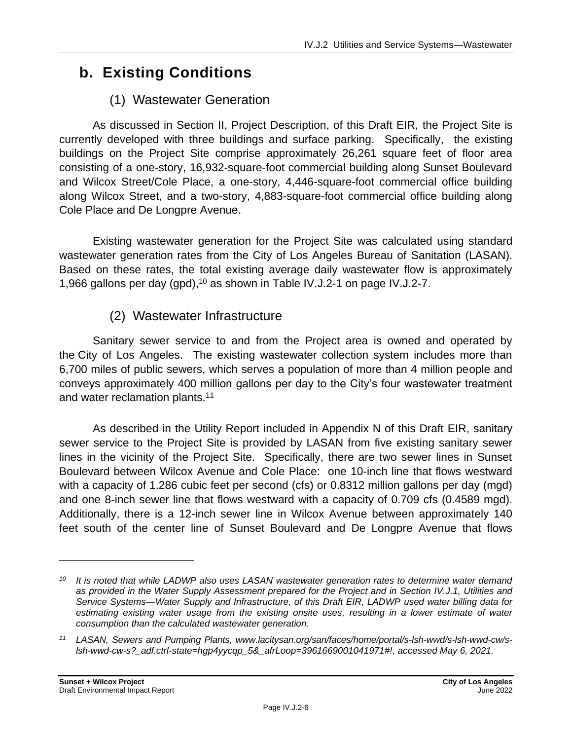## b. Existing Conditions

### (1) Wastewater Generation

As discussed in Section II, Project Description, of this Draft EIR, the Project Site is currently developed with three buildings and surface parking. Specifically, the existing buildings on the Project Site comprise approximately 26,261 square feet of floor area consisting of a one-story, 16,932-square-foot commercial building along Sunset Boulevard and Wilcox Street/Cole Place, a one-story, 4,446-square-foot commercial office building along Wilcox Street, and a two-story, 4,883-square-foot commercial office building along Cole Place and De Longpre Avenue.

Existing wastewater generation for the Project Site was calculated using standard wastewater generation rates from the City of Los Angeles Bureau of Sanitation (LASAN). Based on these rates, the total existing average daily wastewater flow is approximately 1,966 gallons per day (gpd),[10] as shown in Table IV.J.2-1 on page IV.J.2-7.

### (2) Wastewater Infrastructure

Sanitary sewer service to and from the Project area is owned and operated by the City of Los Angeles. The existing wastewater collection system includes more than 6,700 miles of public sewers, which serves a population of more than 4 million people and conveys approximately 400 million gallons per day to the City's four wastewater treatment and water reclamation plants.[11]

As described in the Utility Report included in Appendix N of this Draft EIR, sanitary sewer service to the Project Site is provided by LASAN from five existing sanitary sewer lines in the vicinity of the Project Site. Specifically, there are two sewer lines in Sunset Boulevard between Wilcox Avenue and Cole Place: one 10-inch line that flows westward with a capacity of 1.286 cubic feet per second (cfs) or 0.8312 million gallons per day (mgd) and one 8-inch sewer line that flows westward with a capacity of 0.709 cfs (0.4589 mgd). Additionally, there is a 12-inch sewer line in Wilcox Avenue between approximately 140 feet south of the center line of Sunset Boulevard and De Longpre Avenue that flows

---

[10] *It is noted that while LADWP also uses LASAN wastewater generation rates to determine water demand as provided in the Water Supply Assessment prepared for the Project and in Section IV.J.1, Utilities and Service Systems—Water Supply and Infrastructure, of this Draft EIR, LADWP used water billing data for estimating existing water usage from the existing onsite uses, resulting in a lower estimate of water consumption than the calculated wastewater generation.*

[11] *LASAN, Sewers and Pumping Plants, www.lacitysan.org/san/faces/home/portal/s-lsh-wwd/s-lsh-wwd-cw/s-lsh-wwd-cw-s?_adf.ctrl-state=hgp4yycqp_5&_afrLoop=3961669001041971#!, accessed May 6, 2021.*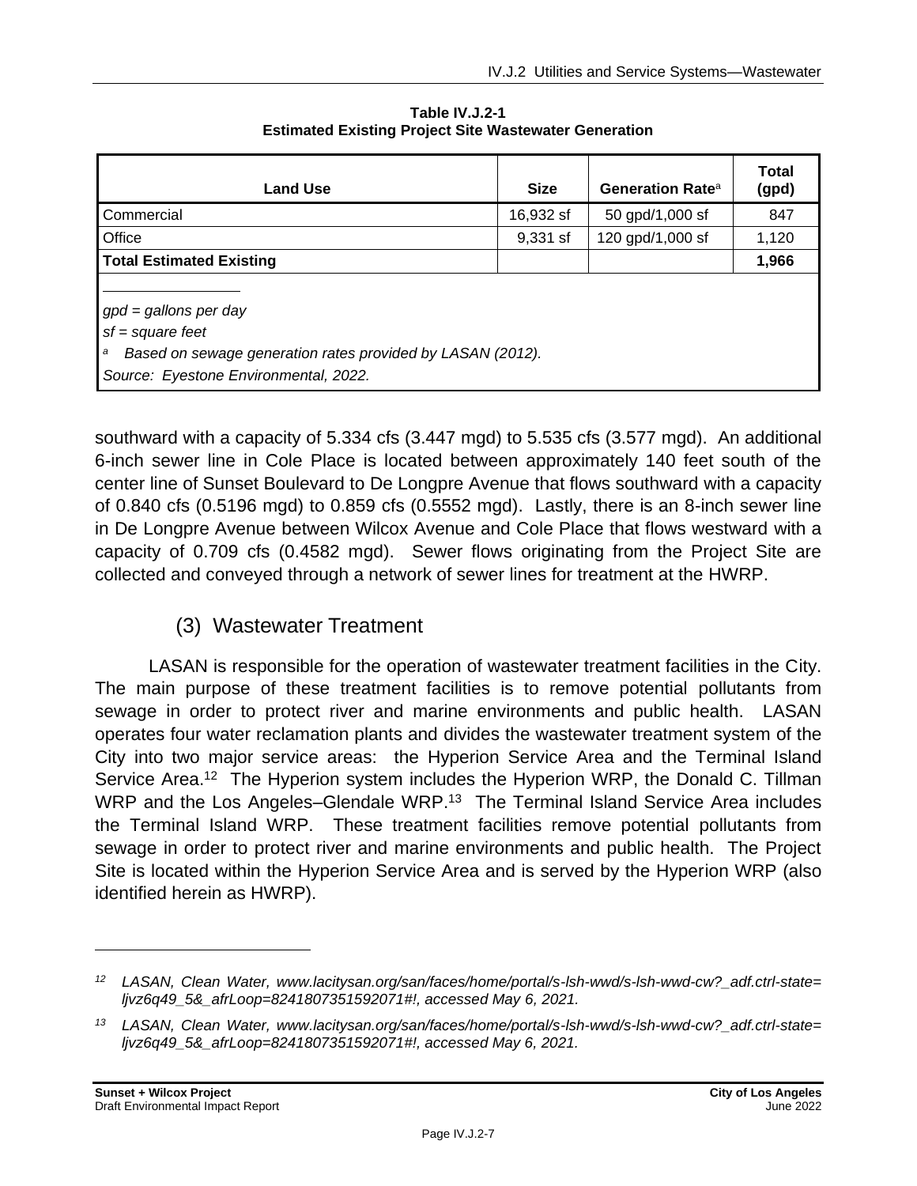**Table IV.J.2-1**
**Estimated Existing Project Site Wastewater Generation**

| Land Use | Size | Generation Rate[a] | Total (gpd) |
|---|---|---|---|
| Commercial | 16,932 sf | 50 gpd/1,000 sf | 847 |
| Office | 9,331 sf | 120 gpd/1,000 sf | 1,120 |
| **Total Estimated Existing** | | | **1,966** |

*gpd = gallons per day*
*sf = square feet*
[a] *Based on sewage generation rates provided by LASAN (2012).*
*Source: Eyestone Environmental, 2022.*

southward with a capacity of 5.334 cfs (3.447 mgd) to 5.535 cfs (3.577 mgd). An additional 6-inch sewer line in Cole Place is located between approximately 140 feet south of the center line of Sunset Boulevard to De Longpre Avenue that flows southward with a capacity of 0.840 cfs (0.5196 mgd) to 0.859 cfs (0.5552 mgd). Lastly, there is an 8-inch sewer line in De Longpre Avenue between Wilcox Avenue and Cole Place that flows westward with a capacity of 0.709 cfs (0.4582 mgd). Sewer flows originating from the Project Site are collected and conveyed through a network of sewer lines for treatment at the HWRP.

### (3) Wastewater Treatment

LASAN is responsible for the operation of wastewater treatment facilities in the City. The main purpose of these treatment facilities is to remove potential pollutants from sewage in order to protect river and marine environments and public health. LASAN operates four water reclamation plants and divides the wastewater treatment system of the City into two major service areas: the Hyperion Service Area and the Terminal Island Service Area.[12] The Hyperion system includes the Hyperion WRP, the Donald C. Tillman WRP and the Los Angeles–Glendale WRP.[13] The Terminal Island Service Area includes the Terminal Island WRP. These treatment facilities remove potential pollutants from sewage in order to protect river and marine environments and public health. The Project Site is located within the Hyperion Service Area and is served by the Hyperion WRP (also identified herein as HWRP).

---

[12] *LASAN, Clean Water, www.lacitysan.org/san/faces/home/portal/s-lsh-wwd/s-lsh-wwd-cw?_adf.ctrl-state=ljvz6q49_5&_afrLoop=8241807351592071#!, accessed May 6, 2021.*

[13] *LASAN, Clean Water, www.lacitysan.org/san/faces/home/portal/s-lsh-wwd/s-lsh-wwd-cw?_adf.ctrl-state=ljvz6q49_5&_afrLoop=8241807351592071#!, accessed May 6, 2021.*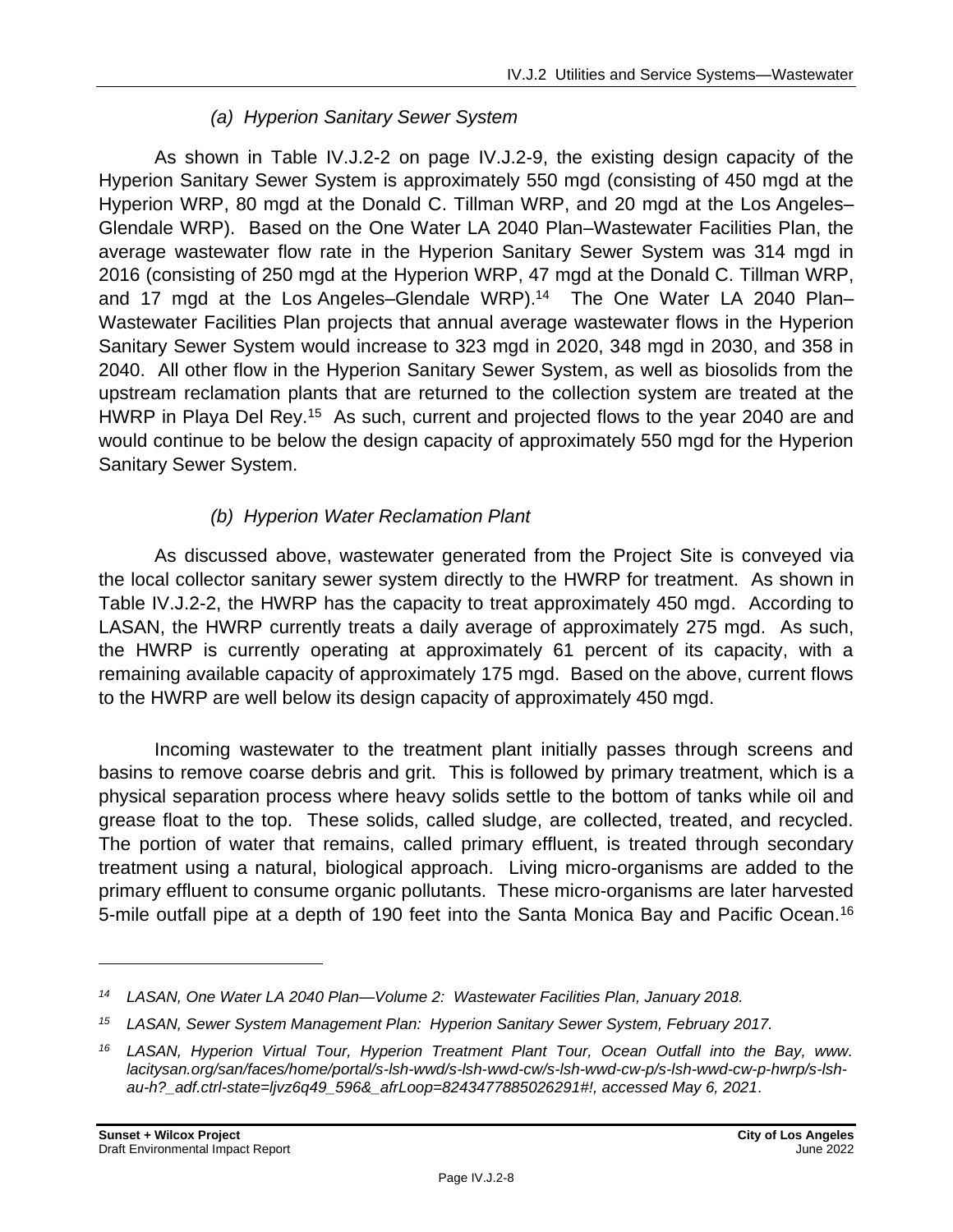#### *(a) Hyperion Sanitary Sewer System*

As shown in Table IV.J.2-2 on page IV.J.2-9, the existing design capacity of the Hyperion Sanitary Sewer System is approximately 550 mgd (consisting of 450 mgd at the Hyperion WRP, 80 mgd at the Donald C. Tillman WRP, and 20 mgd at the Los Angeles–Glendale WRP). Based on the One Water LA 2040 Plan–Wastewater Facilities Plan, the average wastewater flow rate in the Hyperion Sanitary Sewer System was 314 mgd in 2016 (consisting of 250 mgd at the Hyperion WRP, 47 mgd at the Donald C. Tillman WRP, and 17 mgd at the Los Angeles–Glendale WRP).[14] The One Water LA 2040 Plan–Wastewater Facilities Plan projects that annual average wastewater flows in the Hyperion Sanitary Sewer System would increase to 323 mgd in 2020, 348 mgd in 2030, and 358 in 2040. All other flow in the Hyperion Sanitary Sewer System, as well as biosolids from the upstream reclamation plants that are returned to the collection system are treated at the HWRP in Playa Del Rey.[15] As such, current and projected flows to the year 2040 are and would continue to be below the design capacity of approximately 550 mgd for the Hyperion Sanitary Sewer System.

#### *(b) Hyperion Water Reclamation Plant*

As discussed above, wastewater generated from the Project Site is conveyed via the local collector sanitary sewer system directly to the HWRP for treatment. As shown in Table IV.J.2-2, the HWRP has the capacity to treat approximately 450 mgd. According to LASAN, the HWRP currently treats a daily average of approximately 275 mgd. As such, the HWRP is currently operating at approximately 61 percent of its capacity, with a remaining available capacity of approximately 175 mgd. Based on the above, current flows to the HWRP are well below its design capacity of approximately 450 mgd.

Incoming wastewater to the treatment plant initially passes through screens and basins to remove coarse debris and grit. This is followed by primary treatment, which is a physical separation process where heavy solids settle to the bottom of tanks while oil and grease float to the top. These solids, called sludge, are collected, treated, and recycled. The portion of water that remains, called primary effluent, is treated through secondary treatment using a natural, biological approach. Living micro-organisms are added to the primary effluent to consume organic pollutants. These micro-organisms are later harvested 5-mile outfall pipe at a depth of 190 feet into the Santa Monica Bay and Pacific Ocean.[16]

---

*[14] LASAN, One Water LA 2040 Plan—Volume 2: Wastewater Facilities Plan, January 2018.*

*[15] LASAN, Sewer System Management Plan: Hyperion Sanitary Sewer System, February 2017.*

*[16] LASAN, Hyperion Virtual Tour, Hyperion Treatment Plant Tour, Ocean Outfall into the Bay, www.lacitysan.org/san/faces/home/portal/s-lsh-wwd/s-lsh-wwd-cw/s-lsh-wwd-cw-p/s-lsh-wwd-cw-p-hwrp/s-lsh-au-h?_adf.ctrl-state=ljvz6q49_596&_afrLoop=8243477885026291#!, accessed May 6, 2021.*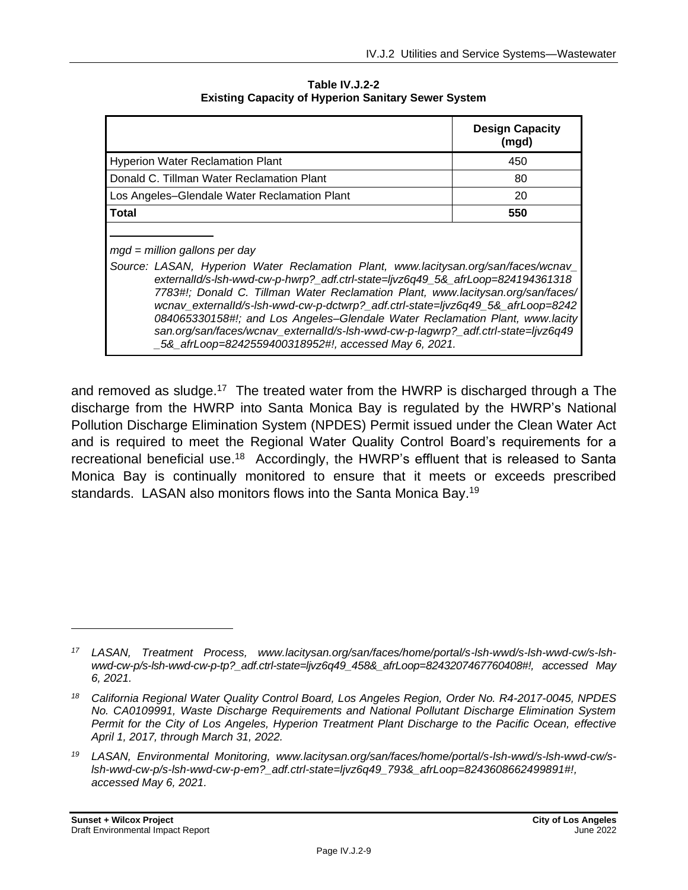**Table IV.J.2-2**
**Existing Capacity of Hyperion Sanitary Sewer System**

| | Design Capacity (mgd) |
|---|---|
| Hyperion Water Reclamation Plant | 450 |
| Donald C. Tillman Water Reclamation Plant | 80 |
| Los Angeles–Glendale Water Reclamation Plant | 20 |
| **Total** | **550** |

*mgd = million gallons per day*

*Source: LASAN, Hyperion Water Reclamation Plant, www.lacitysan.org/san/faces/wcnav_externalId/s-lsh-wwd-cw-p-hwrp?_adf.ctrl-state=ljvz6q49_5&_afrLoop=8241943613187783#!; Donald C. Tillman Water Reclamation Plant, www.lacitysan.org/san/faces/wcnav_externalId/s-lsh-wwd-cw-p-dctwrp?_adf.ctrl-state=ljvz6q49_5&_afrLoop=8242084065330158#!; and Los Angeles–Glendale Water Reclamation Plant, www.lacitysan.org/san/faces/wcnav_externalId/s-lsh-wwd-cw-p-lagwrp?_adf.ctrl-state=ljvz6q49_5&_afrLoop=8242559400318952#!, accessed May 6, 2021.*

and removed as sludge.[17] The treated water from the HWRP is discharged through a The discharge from the HWRP into Santa Monica Bay is regulated by the HWRP's National Pollution Discharge Elimination System (NPDES) Permit issued under the Clean Water Act and is required to meet the Regional Water Quality Control Board's requirements for a recreational beneficial use.[18] Accordingly, the HWRP's effluent that is released to Santa Monica Bay is continually monitored to ensure that it meets or exceeds prescribed standards. LASAN also monitors flows into the Santa Monica Bay.[19]

---

[17] *LASAN, Treatment Process, www.lacitysan.org/san/faces/home/portal/s-lsh-wwd/s-lsh-wwd-cw/s-lsh-wwd-cw-p/s-lsh-wwd-cw-p-tp?_adf.ctrl-state=ljvz6q49_458&_afrLoop=8243207467760408#!, accessed May 6, 2021.*

[18] *California Regional Water Quality Control Board, Los Angeles Region, Order No. R4-2017-0045, NPDES No. CA0109991, Waste Discharge Requirements and National Pollutant Discharge Elimination System Permit for the City of Los Angeles, Hyperion Treatment Plant Discharge to the Pacific Ocean, effective April 1, 2017, through March 31, 2022.*

[19] *LASAN, Environmental Monitoring, www.lacitysan.org/san/faces/home/portal/s-lsh-wwd/s-lsh-wwd-cw/s-lsh-wwd-cw-p/s-lsh-wwd-cw-p-em?_adf.ctrl-state=ljvz6q49_793&_afrLoop=8243608662499891#!, accessed May 6, 2021.*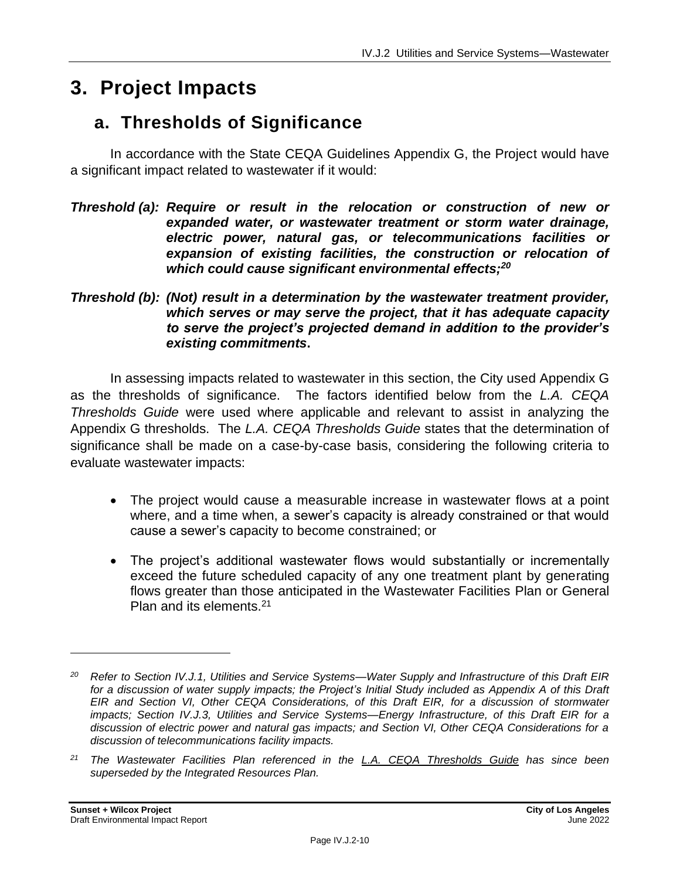# 3. Project Impacts

## a. Thresholds of Significance

In accordance with the State CEQA Guidelines Appendix G, the Project would have a significant impact related to wastewater if it would:

***Threshold (a): Require or result in the relocation or construction of new or expanded water, or wastewater treatment or storm water drainage, electric power, natural gas, or telecommunications facilities or expansion of existing facilities, the construction or relocation of which could cause significant environmental effects;***[20]

***Threshold (b): (Not) result in a determination by the wastewater treatment provider, which serves or may serve the project, that it has adequate capacity to serve the project's projected demand in addition to the provider's existing commitments*.**

In assessing impacts related to wastewater in this section, the City used Appendix G as the thresholds of significance. The factors identified below from the *L.A. CEQA Thresholds Guide* were used where applicable and relevant to assist in analyzing the Appendix G thresholds. The *L.A. CEQA Thresholds Guide* states that the determination of significance shall be made on a case-by-case basis, considering the following criteria to evaluate wastewater impacts:

- The project would cause a measurable increase in wastewater flows at a point where, and a time when, a sewer's capacity is already constrained or that would cause a sewer's capacity to become constrained; or
- The project's additional wastewater flows would substantially or incrementally exceed the future scheduled capacity of any one treatment plant by generating flows greater than those anticipated in the Wastewater Facilities Plan or General Plan and its elements.[21]

---

[20] *Refer to Section IV.J.1, Utilities and Service Systems—Water Supply and Infrastructure of this Draft EIR for a discussion of water supply impacts; the Project's Initial Study included as Appendix A of this Draft EIR and Section VI, Other CEQA Considerations, of this Draft EIR, for a discussion of stormwater impacts; Section IV.J.3, Utilities and Service Systems—Energy Infrastructure, of this Draft EIR for a discussion of electric power and natural gas impacts; and Section VI, Other CEQA Considerations for a discussion of telecommunications facility impacts.*

[21] *The Wastewater Facilities Plan referenced in the L.A. CEQA Thresholds Guide has since been superseded by the Integrated Resources Plan.*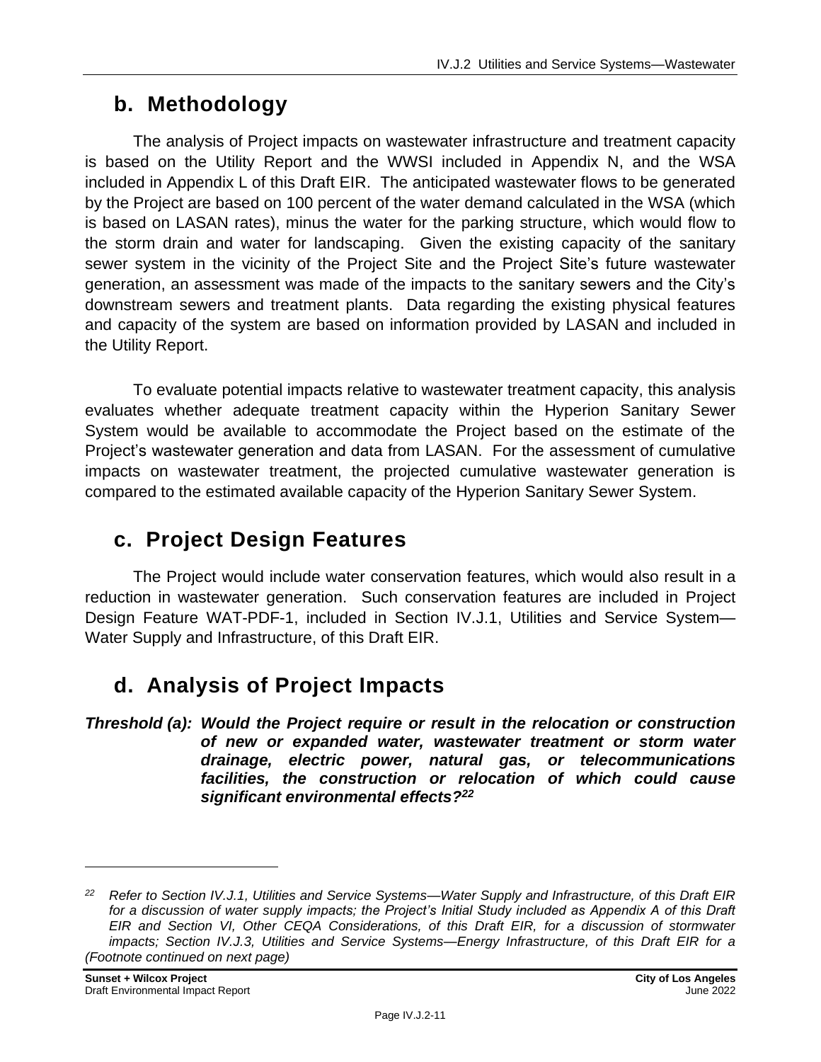## b. Methodology

The analysis of Project impacts on wastewater infrastructure and treatment capacity is based on the Utility Report and the WWSI included in Appendix N, and the WSA included in Appendix L of this Draft EIR. The anticipated wastewater flows to be generated by the Project are based on 100 percent of the water demand calculated in the WSA (which is based on LASAN rates), minus the water for the parking structure, which would flow to the storm drain and water for landscaping. Given the existing capacity of the sanitary sewer system in the vicinity of the Project Site and the Project Site's future wastewater generation, an assessment was made of the impacts to the sanitary sewers and the City's downstream sewers and treatment plants. Data regarding the existing physical features and capacity of the system are based on information provided by LASAN and included in the Utility Report.

To evaluate potential impacts relative to wastewater treatment capacity, this analysis evaluates whether adequate treatment capacity within the Hyperion Sanitary Sewer System would be available to accommodate the Project based on the estimate of the Project's wastewater generation and data from LASAN. For the assessment of cumulative impacts on wastewater treatment, the projected cumulative wastewater generation is compared to the estimated available capacity of the Hyperion Sanitary Sewer System.

## c. Project Design Features

The Project would include water conservation features, which would also result in a reduction in wastewater generation. Such conservation features are included in Project Design Feature WAT-PDF-1, included in Section IV.J.1, Utilities and Service System—Water Supply and Infrastructure, of this Draft EIR.

## d. Analysis of Project Impacts

***Threshold (a): Would the Project require or result in the relocation or construction of new or expanded water, wastewater treatment or storm water drainage, electric power, natural gas, or telecommunications facilities, the construction or relocation of which could cause significant environmental effects?[22]***

---

[22] *Refer to Section IV.J.1, Utilities and Service Systems—Water Supply and Infrastructure, of this Draft EIR for a discussion of water supply impacts; the Project's Initial Study included as Appendix A of this Draft EIR and Section VI, Other CEQA Considerations, of this Draft EIR, for a discussion of stormwater impacts; Section IV.J.3, Utilities and Service Systems—Energy Infrastructure, of this Draft EIR for a (Footnote continued on next page)*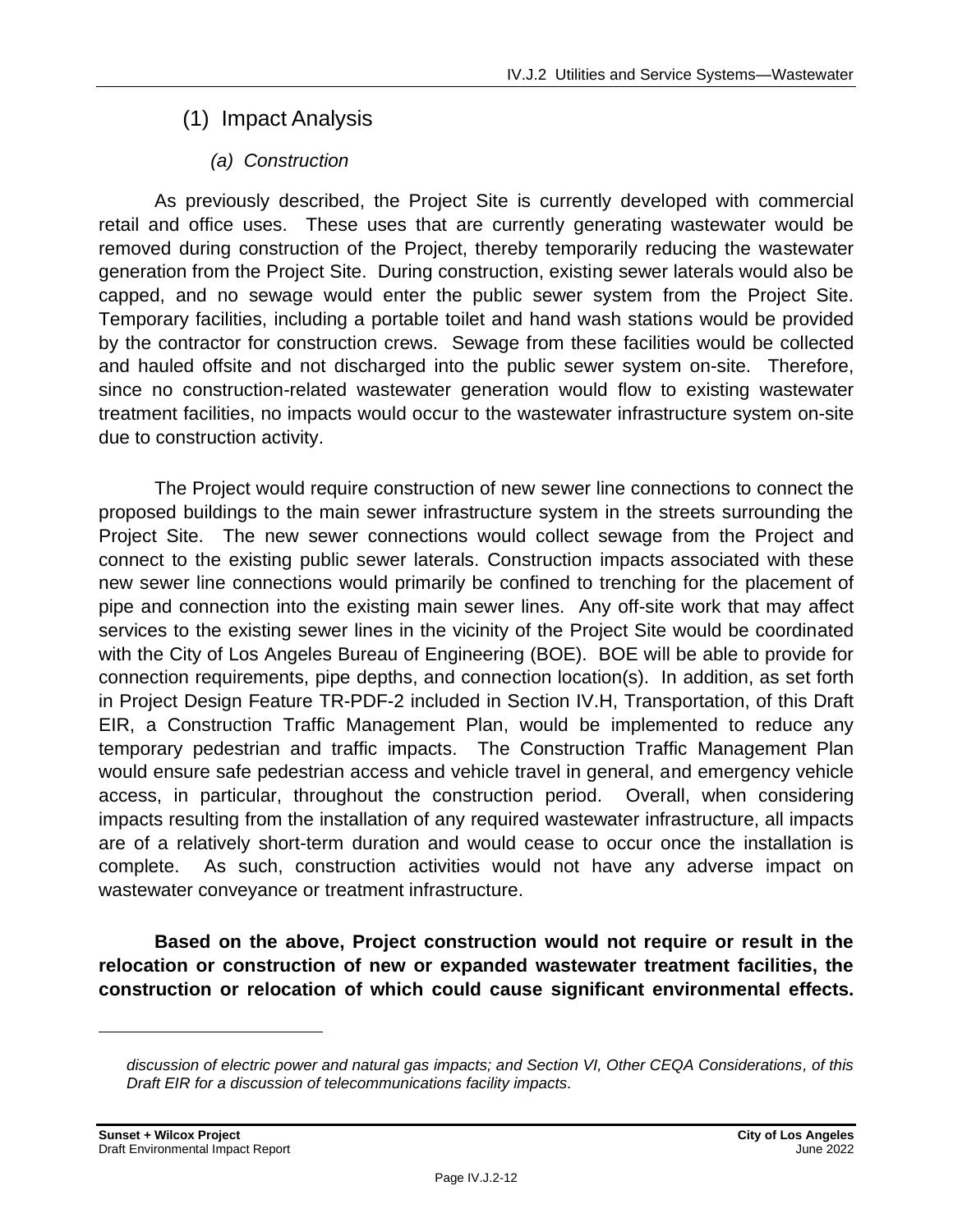## (1) Impact Analysis

### *(a) Construction*

As previously described, the Project Site is currently developed with commercial retail and office uses. These uses that are currently generating wastewater would be removed during construction of the Project, thereby temporarily reducing the wastewater generation from the Project Site. During construction, existing sewer laterals would also be capped, and no sewage would enter the public sewer system from the Project Site. Temporary facilities, including a portable toilet and hand wash stations would be provided by the contractor for construction crews. Sewage from these facilities would be collected and hauled offsite and not discharged into the public sewer system on-site. Therefore, since no construction-related wastewater generation would flow to existing wastewater treatment facilities, no impacts would occur to the wastewater infrastructure system on-site due to construction activity.

The Project would require construction of new sewer line connections to connect the proposed buildings to the main sewer infrastructure system in the streets surrounding the Project Site. The new sewer connections would collect sewage from the Project and connect to the existing public sewer laterals. Construction impacts associated with these new sewer line connections would primarily be confined to trenching for the placement of pipe and connection into the existing main sewer lines. Any off-site work that may affect services to the existing sewer lines in the vicinity of the Project Site would be coordinated with the City of Los Angeles Bureau of Engineering (BOE). BOE will be able to provide for connection requirements, pipe depths, and connection location(s). In addition, as set forth in Project Design Feature TR-PDF-2 included in Section IV.H, Transportation, of this Draft EIR, a Construction Traffic Management Plan, would be implemented to reduce any temporary pedestrian and traffic impacts. The Construction Traffic Management Plan would ensure safe pedestrian access and vehicle travel in general, and emergency vehicle access, in particular, throughout the construction period. Overall, when considering impacts resulting from the installation of any required wastewater infrastructure, all impacts are of a relatively short-term duration and would cease to occur once the installation is complete. As such, construction activities would not have any adverse impact on wastewater conveyance or treatment infrastructure.

**Based on the above, Project construction would not require or result in the relocation or construction of new or expanded wastewater treatment facilities, the construction or relocation of which could cause significant environmental effects.**

---

*discussion of electric power and natural gas impacts; and Section VI, Other CEQA Considerations, of this Draft EIR for a discussion of telecommunications facility impacts.*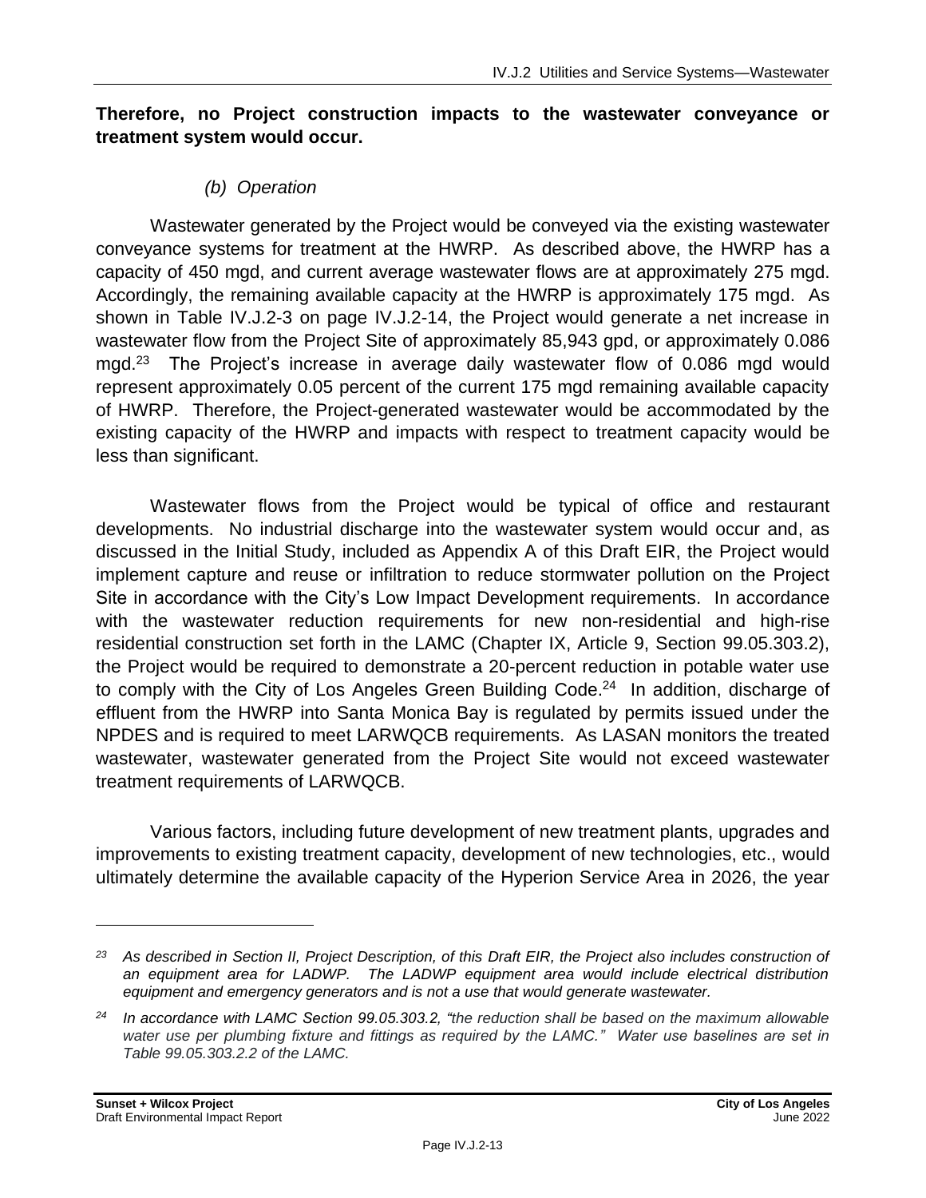**Therefore, no Project construction impacts to the wastewater conveyance or treatment system would occur.**

*(b) Operation*

Wastewater generated by the Project would be conveyed via the existing wastewater conveyance systems for treatment at the HWRP. As described above, the HWRP has a capacity of 450 mgd, and current average wastewater flows are at approximately 275 mgd. Accordingly, the remaining available capacity at the HWRP is approximately 175 mgd. As shown in Table IV.J.2-3 on page IV.J.2-14, the Project would generate a net increase in wastewater flow from the Project Site of approximately 85,943 gpd, or approximately 0.086 mgd.[23] The Project's increase in average daily wastewater flow of 0.086 mgd would represent approximately 0.05 percent of the current 175 mgd remaining available capacity of HWRP. Therefore, the Project-generated wastewater would be accommodated by the existing capacity of the HWRP and impacts with respect to treatment capacity would be less than significant.

Wastewater flows from the Project would be typical of office and restaurant developments. No industrial discharge into the wastewater system would occur and, as discussed in the Initial Study, included as Appendix A of this Draft EIR, the Project would implement capture and reuse or infiltration to reduce stormwater pollution on the Project Site in accordance with the City's Low Impact Development requirements. In accordance with the wastewater reduction requirements for new non-residential and high-rise residential construction set forth in the LAMC (Chapter IX, Article 9, Section 99.05.303.2), the Project would be required to demonstrate a 20-percent reduction in potable water use to comply with the City of Los Angeles Green Building Code.[24] In addition, discharge of effluent from the HWRP into Santa Monica Bay is regulated by permits issued under the NPDES and is required to meet LARWQCB requirements. As LASAN monitors the treated wastewater, wastewater generated from the Project Site would not exceed wastewater treatment requirements of LARWQCB.

Various factors, including future development of new treatment plants, upgrades and improvements to existing treatment capacity, development of new technologies, etc., would ultimately determine the available capacity of the Hyperion Service Area in 2026, the year

---

*[23] As described in Section II, Project Description, of this Draft EIR, the Project also includes construction of an equipment area for LADWP. The LADWP equipment area would include electrical distribution equipment and emergency generators and is not a use that would generate wastewater.*

*[24] In accordance with LAMC Section 99.05.303.2, "the reduction shall be based on the maximum allowable water use per plumbing fixture and fittings as required by the LAMC." Water use baselines are set in Table 99.05.303.2.2 of the LAMC.*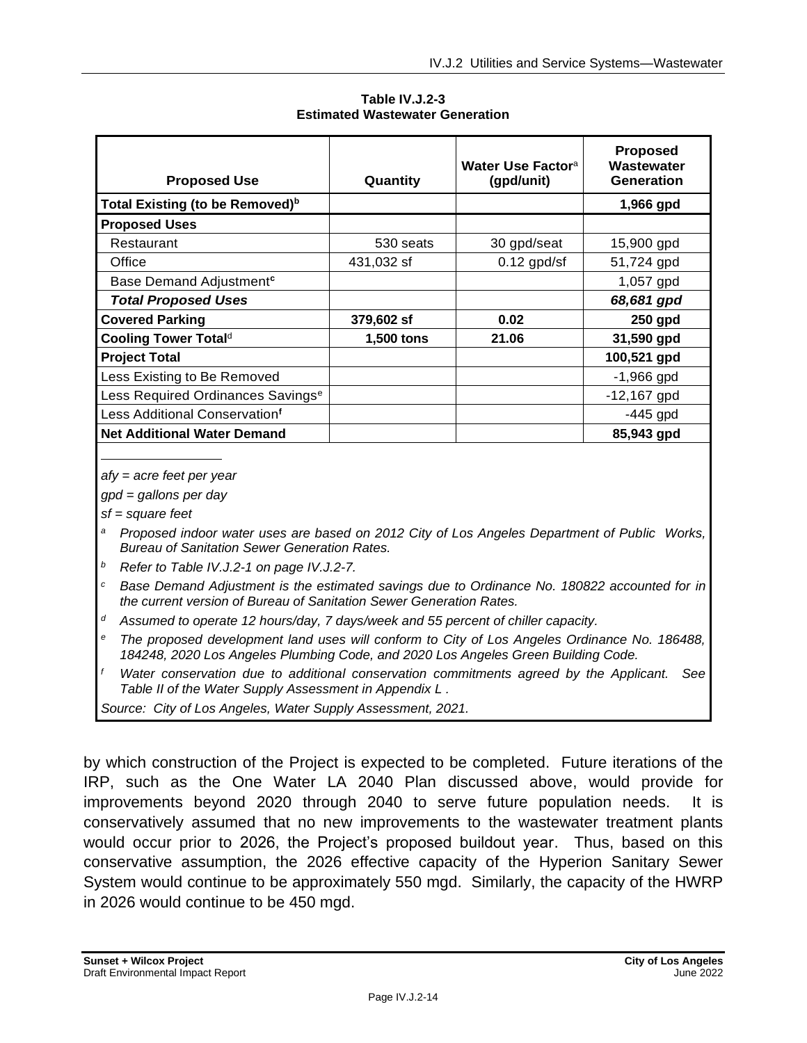**Table IV.J.2-3**
**Estimated Wastewater Generation**

| Proposed Use | Quantity | Water Use Factor[a] (gpd/unit) | Proposed Wastewater Generation |
|---|---|---|---|
| **Total Existing (to be Removed)[b]** | | | **1,966 gpd** |
| **Proposed Uses** | | | |
| Restaurant | 530 seats | 30 gpd/seat | 15,900 gpd |
| Office | 431,032 sf | 0.12 gpd/sf | 51,724 gpd |
| Base Demand Adjustment[c] | | | 1,057 gpd |
| ***Total Proposed Uses*** | | | ***68,681 gpd*** |
| **Covered Parking** | **379,602 sf** | **0.02** | **250 gpd** |
| **Cooling Tower Total[d]** | **1,500 tons** | **21.06** | **31,590 gpd** |
| **Project Total** | | | **100,521 gpd** |
| Less Existing to Be Removed | | | -1,966 gpd |
| Less Required Ordinances Savings[e] | | | -12,167 gpd |
| Less Additional Conservation[f] | | | -445 gpd |
| **Net Additional Water Demand** | | | **85,943 gpd** |

*afy = acre feet per year*

*gpd = gallons per day*

*sf = square feet*

[a] *Proposed indoor water uses are based on 2012 City of Los Angeles Department of Public Works, Bureau of Sanitation Sewer Generation Rates.*

[b] *Refer to Table IV.J.2-1 on page IV.J.2-7.*

[c] *Base Demand Adjustment is the estimated savings due to Ordinance No. 180822 accounted for in the current version of Bureau of Sanitation Sewer Generation Rates.*

[d] *Assumed to operate 12 hours/day, 7 days/week and 55 percent of chiller capacity.*

[e] *The proposed development land uses will conform to City of Los Angeles Ordinance No. 186488, 184248, 2020 Los Angeles Plumbing Code, and 2020 Los Angeles Green Building Code.*

[f] *Water conservation due to additional conservation commitments agreed by the Applicant. See Table II of the Water Supply Assessment in Appendix L .*

*Source: City of Los Angeles, Water Supply Assessment, 2021.*

by which construction of the Project is expected to be completed. Future iterations of the IRP, such as the One Water LA 2040 Plan discussed above, would provide for improvements beyond 2020 through 2040 to serve future population needs. It is conservatively assumed that no new improvements to the wastewater treatment plants would occur prior to 2026, the Project's proposed buildout year. Thus, based on this conservative assumption, the 2026 effective capacity of the Hyperion Sanitary Sewer System would continue to be approximately 550 mgd. Similarly, the capacity of the HWRP in 2026 would continue to be 450 mgd.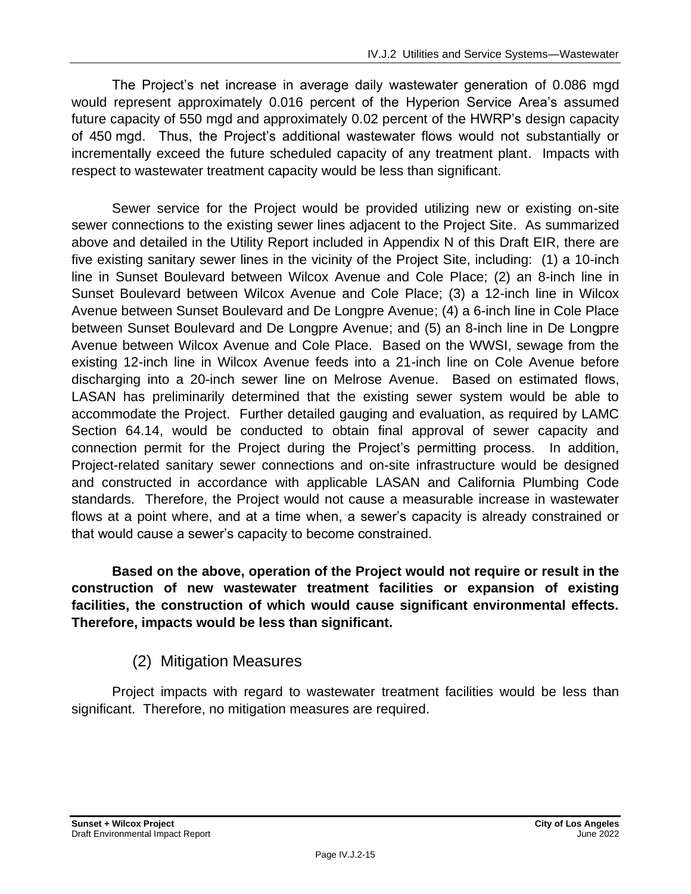The Project's net increase in average daily wastewater generation of 0.086 mgd would represent approximately 0.016 percent of the Hyperion Service Area's assumed future capacity of 550 mgd and approximately 0.02 percent of the HWRP's design capacity of 450 mgd. Thus, the Project's additional wastewater flows would not substantially or incrementally exceed the future scheduled capacity of any treatment plant. Impacts with respect to wastewater treatment capacity would be less than significant.

Sewer service for the Project would be provided utilizing new or existing on-site sewer connections to the existing sewer lines adjacent to the Project Site. As summarized above and detailed in the Utility Report included in Appendix N of this Draft EIR, there are five existing sanitary sewer lines in the vicinity of the Project Site, including: (1) a 10-inch line in Sunset Boulevard between Wilcox Avenue and Cole Place; (2) an 8-inch line in Sunset Boulevard between Wilcox Avenue and Cole Place; (3) a 12-inch line in Wilcox Avenue between Sunset Boulevard and De Longpre Avenue; (4) a 6-inch line in Cole Place between Sunset Boulevard and De Longpre Avenue; and (5) an 8-inch line in De Longpre Avenue between Wilcox Avenue and Cole Place. Based on the WWSI, sewage from the existing 12-inch line in Wilcox Avenue feeds into a 21-inch line on Cole Avenue before discharging into a 20-inch sewer line on Melrose Avenue. Based on estimated flows, LASAN has preliminarily determined that the existing sewer system would be able to accommodate the Project. Further detailed gauging and evaluation, as required by LAMC Section 64.14, would be conducted to obtain final approval of sewer capacity and connection permit for the Project during the Project's permitting process. In addition, Project-related sanitary sewer connections and on-site infrastructure would be designed and constructed in accordance with applicable LASAN and California Plumbing Code standards. Therefore, the Project would not cause a measurable increase in wastewater flows at a point where, and at a time when, a sewer's capacity is already constrained or that would cause a sewer's capacity to become constrained.

**Based on the above, operation of the Project would not require or result in the construction of new wastewater treatment facilities or expansion of existing facilities, the construction of which would cause significant environmental effects. Therefore, impacts would be less than significant.**

### (2) Mitigation Measures

Project impacts with regard to wastewater treatment facilities would be less than significant. Therefore, no mitigation measures are required.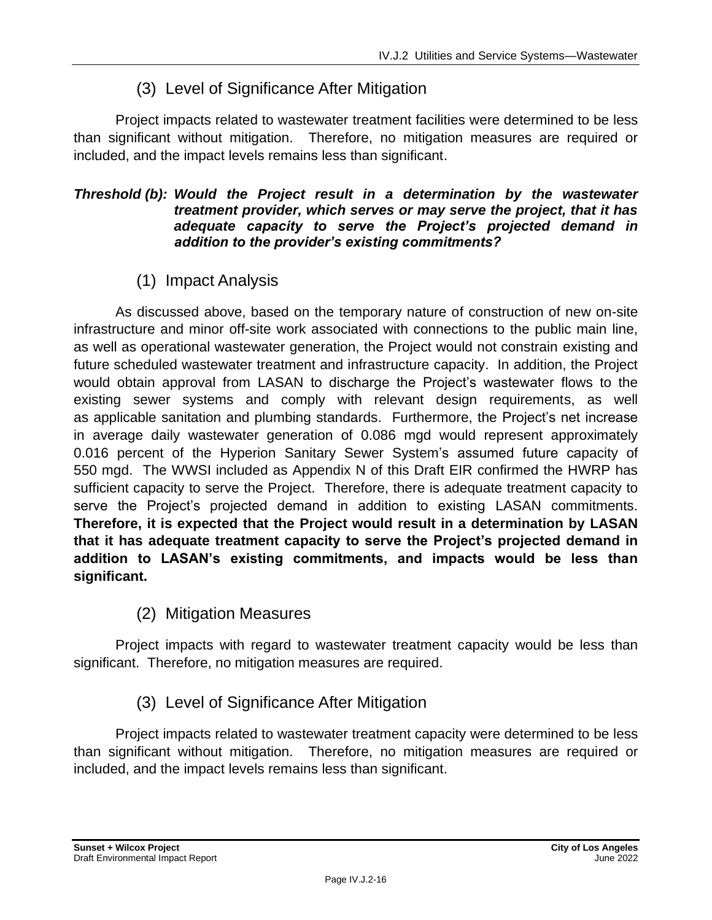### (3) Level of Significance After Mitigation

Project impacts related to wastewater treatment facilities were determined to be less than significant without mitigation. Therefore, no mitigation measures are required or included, and the impact levels remains less than significant.

***Threshold (b): Would the Project result in a determination by the wastewater treatment provider, which serves or may serve the project, that it has adequate capacity to serve the Project's projected demand in addition to the provider's existing commitments?***

### (1) Impact Analysis

As discussed above, based on the temporary nature of construction of new on-site infrastructure and minor off-site work associated with connections to the public main line, as well as operational wastewater generation, the Project would not constrain existing and future scheduled wastewater treatment and infrastructure capacity. In addition, the Project would obtain approval from LASAN to discharge the Project's wastewater flows to the existing sewer systems and comply with relevant design requirements, as well as applicable sanitation and plumbing standards. Furthermore, the Project's net increase in average daily wastewater generation of 0.086 mgd would represent approximately 0.016 percent of the Hyperion Sanitary Sewer System's assumed future capacity of 550 mgd. The WWSI included as Appendix N of this Draft EIR confirmed the HWRP has sufficient capacity to serve the Project. Therefore, there is adequate treatment capacity to serve the Project's projected demand in addition to existing LASAN commitments. **Therefore, it is expected that the Project would result in a determination by LASAN that it has adequate treatment capacity to serve the Project's projected demand in addition to LASAN's existing commitments, and impacts would be less than significant.**

### (2) Mitigation Measures

Project impacts with regard to wastewater treatment capacity would be less than significant. Therefore, no mitigation measures are required.

### (3) Level of Significance After Mitigation

Project impacts related to wastewater treatment capacity were determined to be less than significant without mitigation. Therefore, no mitigation measures are required or included, and the impact levels remains less than significant.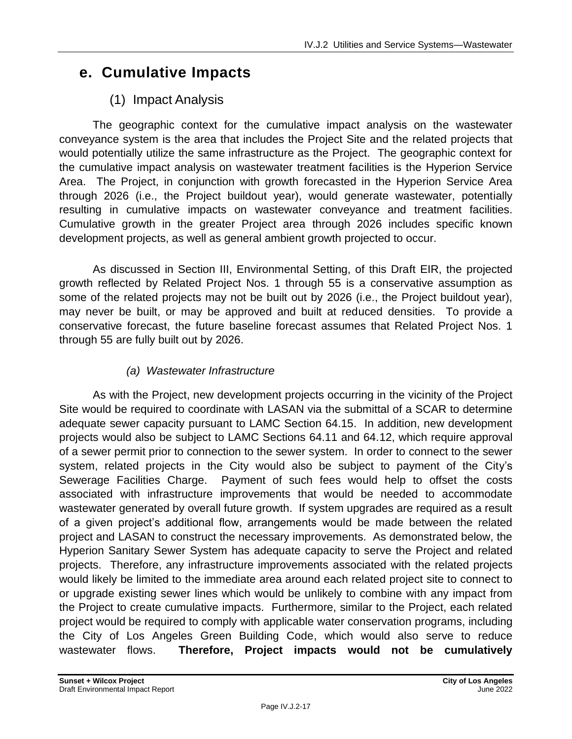## e. Cumulative Impacts

### (1) Impact Analysis

The geographic context for the cumulative impact analysis on the wastewater conveyance system is the area that includes the Project Site and the related projects that would potentially utilize the same infrastructure as the Project. The geographic context for the cumulative impact analysis on wastewater treatment facilities is the Hyperion Service Area. The Project, in conjunction with growth forecasted in the Hyperion Service Area through 2026 (i.e., the Project buildout year), would generate wastewater, potentially resulting in cumulative impacts on wastewater conveyance and treatment facilities. Cumulative growth in the greater Project area through 2026 includes specific known development projects, as well as general ambient growth projected to occur.

As discussed in Section III, Environmental Setting, of this Draft EIR, the projected growth reflected by Related Project Nos. 1 through 55 is a conservative assumption as some of the related projects may not be built out by 2026 (i.e., the Project buildout year), may never be built, or may be approved and built at reduced densities. To provide a conservative forecast, the future baseline forecast assumes that Related Project Nos. 1 through 55 are fully built out by 2026.

#### *(a) Wastewater Infrastructure*

As with the Project, new development projects occurring in the vicinity of the Project Site would be required to coordinate with LASAN via the submittal of a SCAR to determine adequate sewer capacity pursuant to LAMC Section 64.15. In addition, new development projects would also be subject to LAMC Sections 64.11 and 64.12, which require approval of a sewer permit prior to connection to the sewer system. In order to connect to the sewer system, related projects in the City would also be subject to payment of the City's Sewerage Facilities Charge. Payment of such fees would help to offset the costs associated with infrastructure improvements that would be needed to accommodate wastewater generated by overall future growth. If system upgrades are required as a result of a given project's additional flow, arrangements would be made between the related project and LASAN to construct the necessary improvements. As demonstrated below, the Hyperion Sanitary Sewer System has adequate capacity to serve the Project and related projects. Therefore, any infrastructure improvements associated with the related projects would likely be limited to the immediate area around each related project site to connect to or upgrade existing sewer lines which would be unlikely to combine with any impact from the Project to create cumulative impacts. Furthermore, similar to the Project, each related project would be required to comply with applicable water conservation programs, including the City of Los Angeles Green Building Code, which would also serve to reduce wastewater flows. **Therefore, Project impacts would not be cumulatively**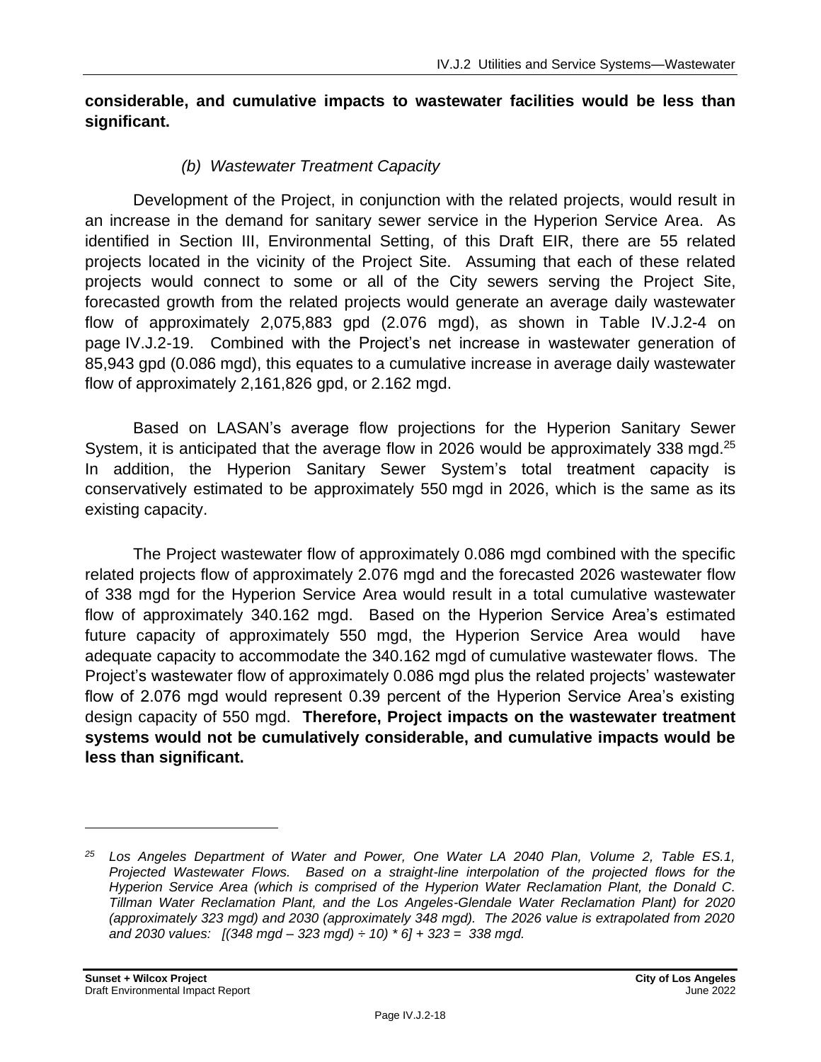**considerable, and cumulative impacts to wastewater facilities would be less than significant.**

*(b) Wastewater Treatment Capacity*

Development of the Project, in conjunction with the related projects, would result in an increase in the demand for sanitary sewer service in the Hyperion Service Area. As identified in Section III, Environmental Setting, of this Draft EIR, there are 55 related projects located in the vicinity of the Project Site. Assuming that each of these related projects would connect to some or all of the City sewers serving the Project Site, forecasted growth from the related projects would generate an average daily wastewater flow of approximately 2,075,883 gpd (2.076 mgd), as shown in Table IV.J.2-4 on page IV.J.2-19. Combined with the Project's net increase in wastewater generation of 85,943 gpd (0.086 mgd), this equates to a cumulative increase in average daily wastewater flow of approximately 2,161,826 gpd, or 2.162 mgd.

Based on LASAN's average flow projections for the Hyperion Sanitary Sewer System, it is anticipated that the average flow in 2026 would be approximately 338 mgd.[25] In addition, the Hyperion Sanitary Sewer System's total treatment capacity is conservatively estimated to be approximately 550 mgd in 2026, which is the same as its existing capacity.

The Project wastewater flow of approximately 0.086 mgd combined with the specific related projects flow of approximately 2.076 mgd and the forecasted 2026 wastewater flow of 338 mgd for the Hyperion Service Area would result in a total cumulative wastewater flow of approximately 340.162 mgd. Based on the Hyperion Service Area's estimated future capacity of approximately 550 mgd, the Hyperion Service Area would have adequate capacity to accommodate the 340.162 mgd of cumulative wastewater flows. The Project's wastewater flow of approximately 0.086 mgd plus the related projects' wastewater flow of 2.076 mgd would represent 0.39 percent of the Hyperion Service Area's existing design capacity of 550 mgd. **Therefore, Project impacts on the wastewater treatment systems would not be cumulatively considerable, and cumulative impacts would be less than significant.**

---

*[25] Los Angeles Department of Water and Power, One Water LA 2040 Plan, Volume 2, Table ES.1, Projected Wastewater Flows. Based on a straight-line interpolation of the projected flows for the Hyperion Service Area (which is comprised of the Hyperion Water Reclamation Plant, the Donald C. Tillman Water Reclamation Plant, and the Los Angeles-Glendale Water Reclamation Plant) for 2020 (approximately 323 mgd) and 2030 (approximately 348 mgd). The 2026 value is extrapolated from 2020 and 2030 values: [(348 mgd – 323 mgd) ÷ 10) * 6] + 323 = 338 mgd.*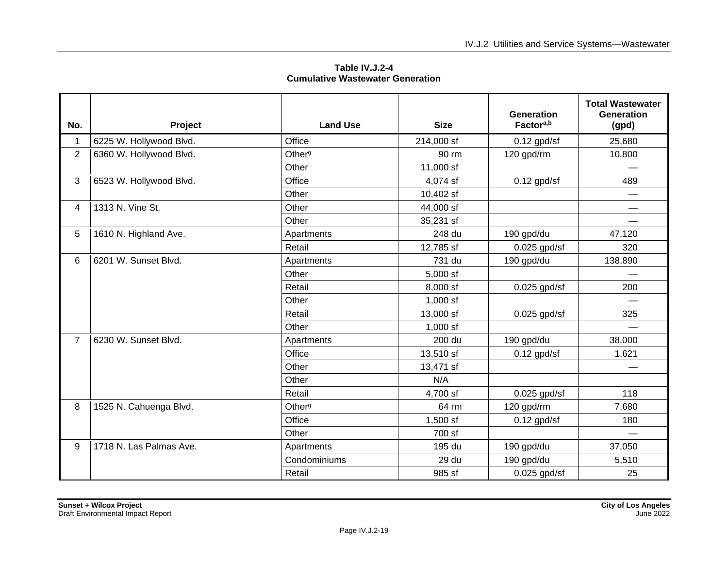**Table IV.J.2-4**
**Cumulative Wastewater Generation**

| No. | Project | Land Use | Size | Generation Factor[a,b] | Total Wastewater Generation (gpd) |
|---|---|---|---|---|---|
| 1 | 6225 W. Hollywood Blvd. | Office | 214,000 sf | 0.12 gpd/sf | 25,680 |
| 2 | 6360 W. Hollywood Blvd. | Other[g] | 90 rm | 120 gpd/rm | 10,800 |
| | | Other | 11,000 sf | | — |
| 3 | 6523 W. Hollywood Blvd. | Office | 4,074 sf | 0.12 gpd/sf | 489 |
| | | Other | 10,402 sf | | — |
| 4 | 1313 N. Vine St. | Other | 44,000 sf | | — |
| | | Other | 35,231 sf | | — |
| 5 | 1610 N. Highland Ave. | Apartments | 248 du | 190 gpd/du | 47,120 |
| | | Retail | 12,785 sf | 0.025 gpd/sf | 320 |
| 6 | 6201 W. Sunset Blvd. | Apartments | 731 du | 190 gpd/du | 138,890 |
| | | Other | 5,000 sf | | — |
| | | Retail | 8,000 sf | 0.025 gpd/sf | 200 |
| | | Other | 1,000 sf | | — |
| | | Retail | 13,000 sf | 0.025 gpd/sf | 325 |
| | | Other | 1,000 sf | | — |
| 7 | 6230 W. Sunset Blvd. | Apartments | 200 du | 190 gpd/du | 38,000 |
| | | Office | 13,510 sf | 0.12 gpd/sf | 1,621 |
| | | Other | 13,471 sf | | — |
| | | Other | N/A | | |
| | | Retail | 4,700 sf | 0.025 gpd/sf | 118 |
| 8 | 1525 N. Cahuenga Blvd. | Other[g] | 64 rm | 120 gpd/rm | 7,680 |
| | | Office | 1,500 sf | 0.12 gpd/sf | 180 |
| | | Other | 700 sf | | — |
| 9 | 1718 N. Las Palmas Ave. | Apartments | 195 du | 190 gpd/du | 37,050 |
| | | Condominiums | 29 du | 190 gpd/du | 5,510 |
| | | Retail | 985 sf | 0.025 gpd/sf | 25 |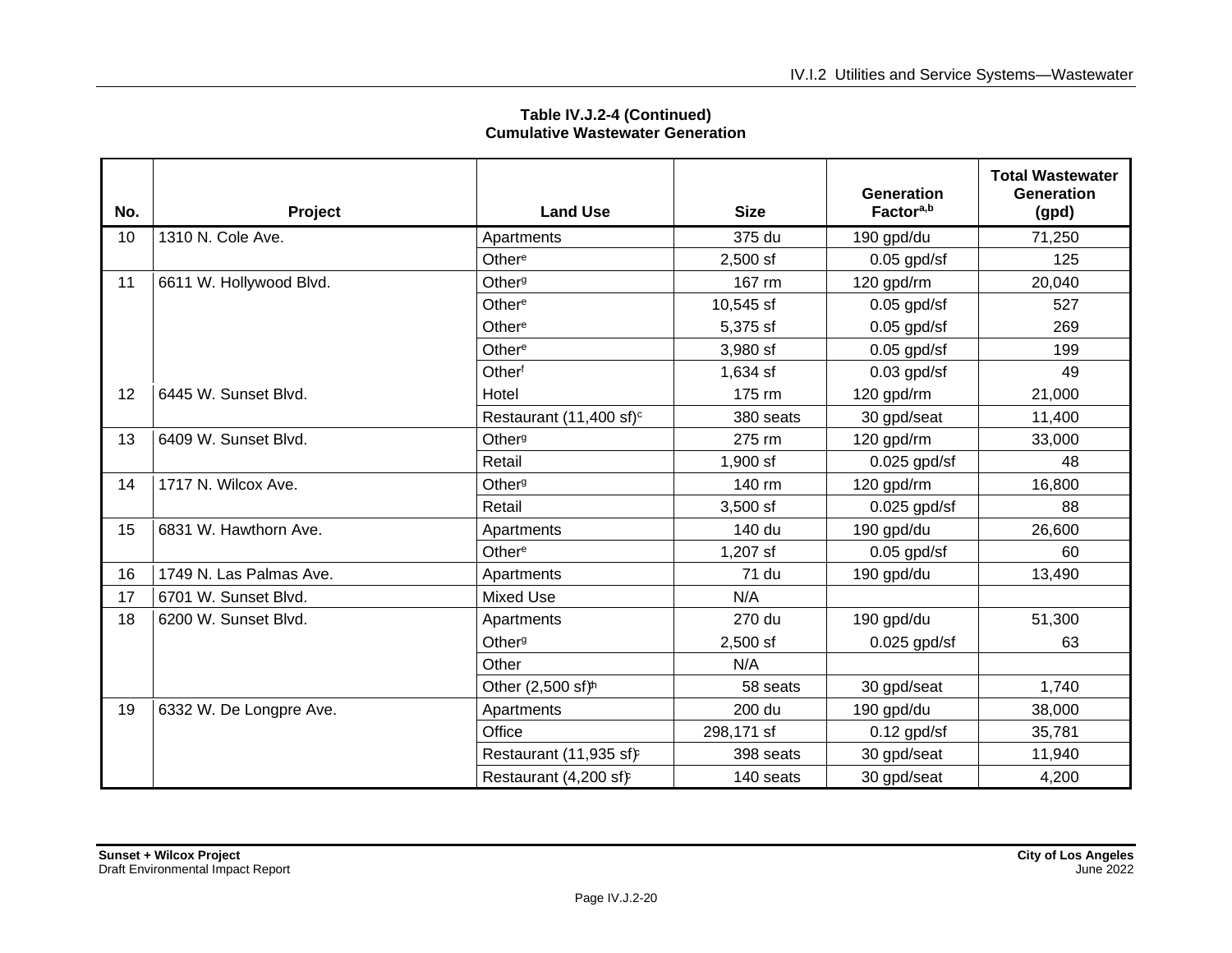**Table IV.J.2-4 (Continued)**
**Cumulative Wastewater Generation**

| No. | Project | Land Use | Size | Generation Factor[a,b] | Total Wastewater Generation (gpd) |
|---|---|---|---|---|---|
| 10 | 1310 N. Cole Ave. | Apartments | 375 du | 190 gpd/du | 71,250 |
| | | Other[e] | 2,500 sf | 0.05 gpd/sf | 125 |
| 11 | 6611 W. Hollywood Blvd. | Other[g] | 167 rm | 120 gpd/rm | 20,040 |
| | | Other[e] | 10,545 sf | 0.05 gpd/sf | 527 |
| | | Other[e] | 5,375 sf | 0.05 gpd/sf | 269 |
| | | Other[e] | 3,980 sf | 0.05 gpd/sf | 199 |
| | | Other[f] | 1,634 sf | 0.03 gpd/sf | 49 |
| 12 | 6445 W. Sunset Blvd. | Hotel | 175 rm | 120 gpd/rm | 21,000 |
| | | Restaurant (11,400 sf)[c] | 380 seats | 30 gpd/seat | 11,400 |
| 13 | 6409 W. Sunset Blvd. | Other[g] | 275 rm | 120 gpd/rm | 33,000 |
| | | Retail | 1,900 sf | 0.025 gpd/sf | 48 |
| 14 | 1717 N. Wilcox Ave. | Other[g] | 140 rm | 120 gpd/rm | 16,800 |
| | | Retail | 3,500 sf | 0.025 gpd/sf | 88 |
| 15 | 6831 W. Hawthorn Ave. | Apartments | 140 du | 190 gpd/du | 26,600 |
| | | Other[e] | 1,207 sf | 0.05 gpd/sf | 60 |
| 16 | 1749 N. Las Palmas Ave. | Apartments | 71 du | 190 gpd/du | 13,490 |
| 17 | 6701 W. Sunset Blvd. | Mixed Use | N/A | | |
| 18 | 6200 W. Sunset Blvd. | Apartments | 270 du | 190 gpd/du | 51,300 |
| | | Other[g] | 2,500 sf | 0.025 gpd/sf | 63 |
| | | Other | N/A | | |
| | | Other (2,500 sf)[h] | 58 seats | 30 gpd/seat | 1,740 |
| 19 | 6332 W. De Longpre Ave. | Apartments | 200 du | 190 gpd/du | 38,000 |
| | | Office | 298,171 sf | 0.12 gpd/sf | 35,781 |
| | | Restaurant (11,935 sf)[c] | 398 seats | 30 gpd/seat | 11,940 |
| | | Restaurant (4,200 sf)[c] | 140 seats | 30 gpd/seat | 4,200 |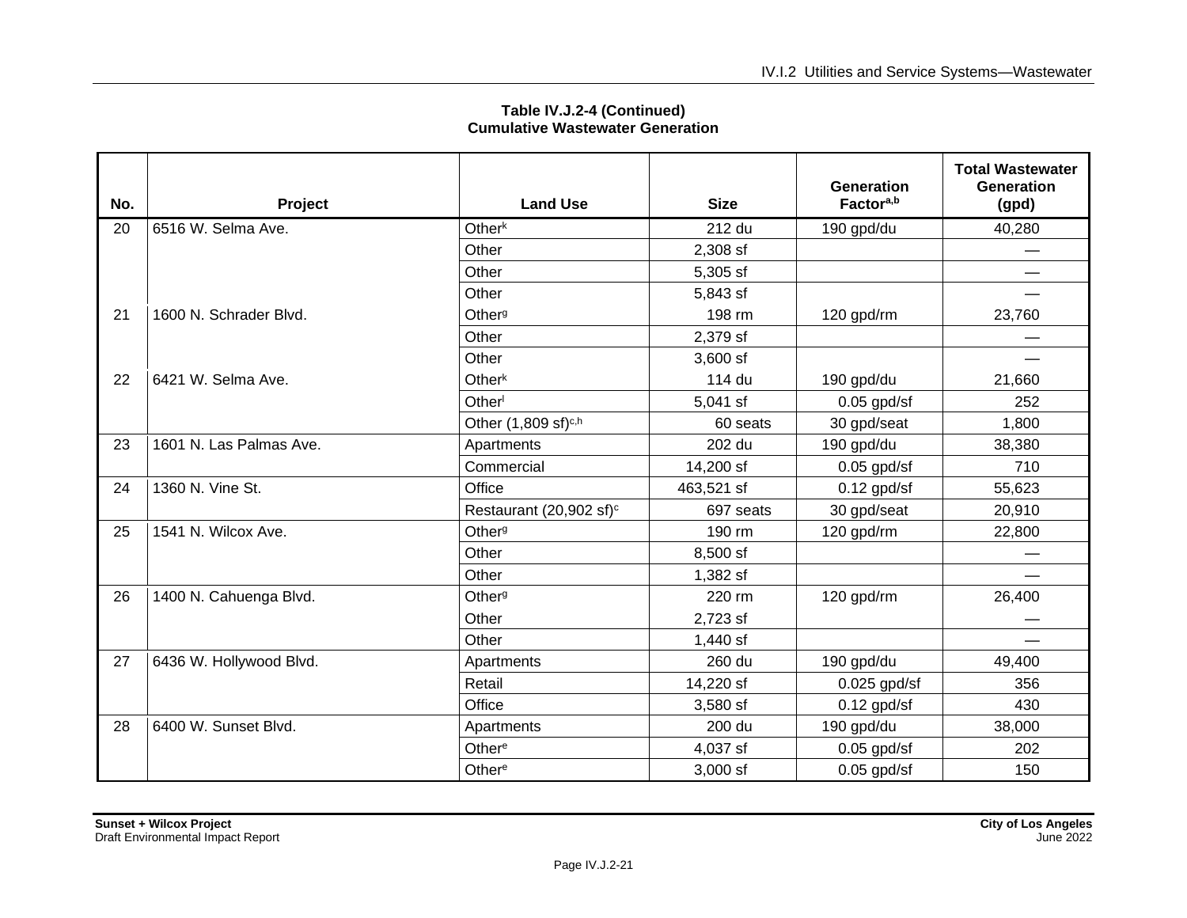**Table IV.J.2-4 (Continued)**
**Cumulative Wastewater Generation**

| No. | Project | Land Use | Size | Generation Factor[a,b] | Total Wastewater Generation (gpd) |
|---|---|---|---|---|---|
| 20 | 6516 W. Selma Ave. | Other[k] | 212 du | 190 gpd/du | 40,280 |
| | | Other | 2,308 sf | | — |
| | | Other | 5,305 sf | | — |
| | | Other | 5,843 sf | | — |
| 21 | 1600 N. Schrader Blvd. | Other[g] | 198 rm | 120 gpd/rm | 23,760 |
| | | Other | 2,379 sf | | — |
| | | Other | 3,600 sf | | — |
| 22 | 6421 W. Selma Ave. | Other[k] | 114 du | 190 gpd/du | 21,660 |
| | | Other[l] | 5,041 sf | 0.05 gpd/sf | 252 |
| | | Other (1,809 sf)[c,h] | 60 seats | 30 gpd/seat | 1,800 |
| 23 | 1601 N. Las Palmas Ave. | Apartments | 202 du | 190 gpd/du | 38,380 |
| | | Commercial | 14,200 sf | 0.05 gpd/sf | 710 |
| 24 | 1360 N. Vine St. | Office | 463,521 sf | 0.12 gpd/sf | 55,623 |
| | | Restaurant (20,902 sf)[c] | 697 seats | 30 gpd/seat | 20,910 |
| 25 | 1541 N. Wilcox Ave. | Other[g] | 190 rm | 120 gpd/rm | 22,800 |
| | | Other | 8,500 sf | | — |
| | | Other | 1,382 sf | | — |
| 26 | 1400 N. Cahuenga Blvd. | Other[g] | 220 rm | 120 gpd/rm | 26,400 |
| | | Other | 2,723 sf | | — |
| | | Other | 1,440 sf | | — |
| 27 | 6436 W. Hollywood Blvd. | Apartments | 260 du | 190 gpd/du | 49,400 |
| | | Retail | 14,220 sf | 0.025 gpd/sf | 356 |
| | | Office | 3,580 sf | 0.12 gpd/sf | 430 |
| 28 | 6400 W. Sunset Blvd. | Apartments | 200 du | 190 gpd/du | 38,000 |
| | | Other[e] | 4,037 sf | 0.05 gpd/sf | 202 |
| | | Other[e] | 3,000 sf | 0.05 gpd/sf | 150 |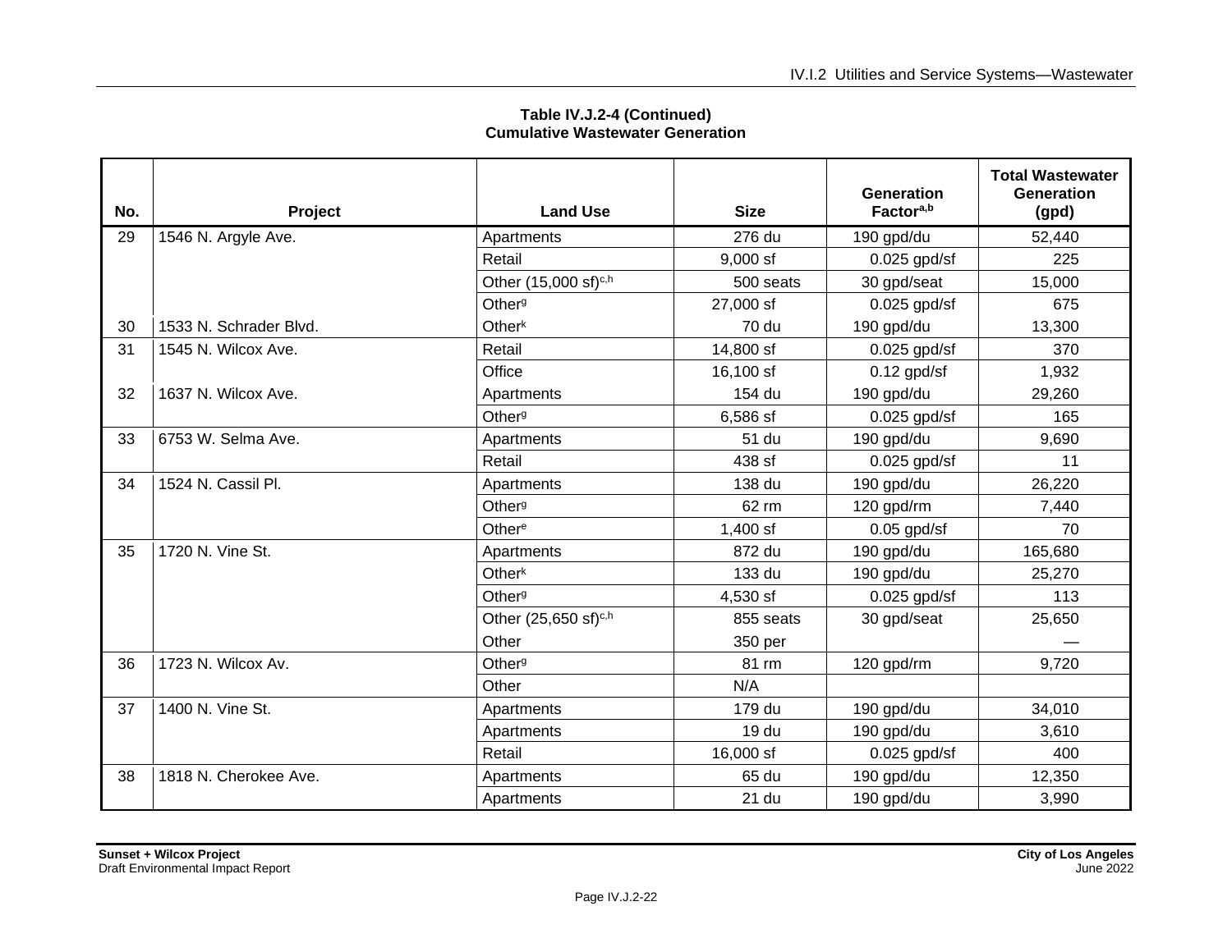**Table IV.J.2-4 (Continued)**
**Cumulative Wastewater Generation**

| No. | Project | Land Use | Size | Generation Factor[a,b] | Total Wastewater Generation (gpd) |
|---|---|---|---|---|---|
| 29 | 1546 N. Argyle Ave. | Apartments | 276 du | 190 gpd/du | 52,440 |
| | | Retail | 9,000 sf | 0.025 gpd/sf | 225 |
| | | Other (15,000 sf)[c,h] | 500 seats | 30 gpd/seat | 15,000 |
| | | Other[g] | 27,000 sf | 0.025 gpd/sf | 675 |
| 30 | 1533 N. Schrader Blvd. | Other[k] | 70 du | 190 gpd/du | 13,300 |
| 31 | 1545 N. Wilcox Ave. | Retail | 14,800 sf | 0.025 gpd/sf | 370 |
| | | Office | 16,100 sf | 0.12 gpd/sf | 1,932 |
| 32 | 1637 N. Wilcox Ave. | Apartments | 154 du | 190 gpd/du | 29,260 |
| | | Other[g] | 6,586 sf | 0.025 gpd/sf | 165 |
| 33 | 6753 W. Selma Ave. | Apartments | 51 du | 190 gpd/du | 9,690 |
| | | Retail | 438 sf | 0.025 gpd/sf | 11 |
| 34 | 1524 N. Cassil Pl. | Apartments | 138 du | 190 gpd/du | 26,220 |
| | | Other[g] | 62 rm | 120 gpd/rm | 7,440 |
| | | Other[e] | 1,400 sf | 0.05 gpd/sf | 70 |
| 35 | 1720 N. Vine St. | Apartments | 872 du | 190 gpd/du | 165,680 |
| | | Other[k] | 133 du | 190 gpd/du | 25,270 |
| | | Other[g] | 4,530 sf | 0.025 gpd/sf | 113 |
| | | Other (25,650 sf)[c,h] | 855 seats | 30 gpd/seat | 25,650 |
| | | Other | 350 per | | — |
| 36 | 1723 N. Wilcox Av. | Other[g] | 81 rm | 120 gpd/rm | 9,720 |
| | | Other | N/A | | |
| 37 | 1400 N. Vine St. | Apartments | 179 du | 190 gpd/du | 34,010 |
| | | Apartments | 19 du | 190 gpd/du | 3,610 |
| | | Retail | 16,000 sf | 0.025 gpd/sf | 400 |
| 38 | 1818 N. Cherokee Ave. | Apartments | 65 du | 190 gpd/du | 12,350 |
| | | Apartments | 21 du | 190 gpd/du | 3,990 |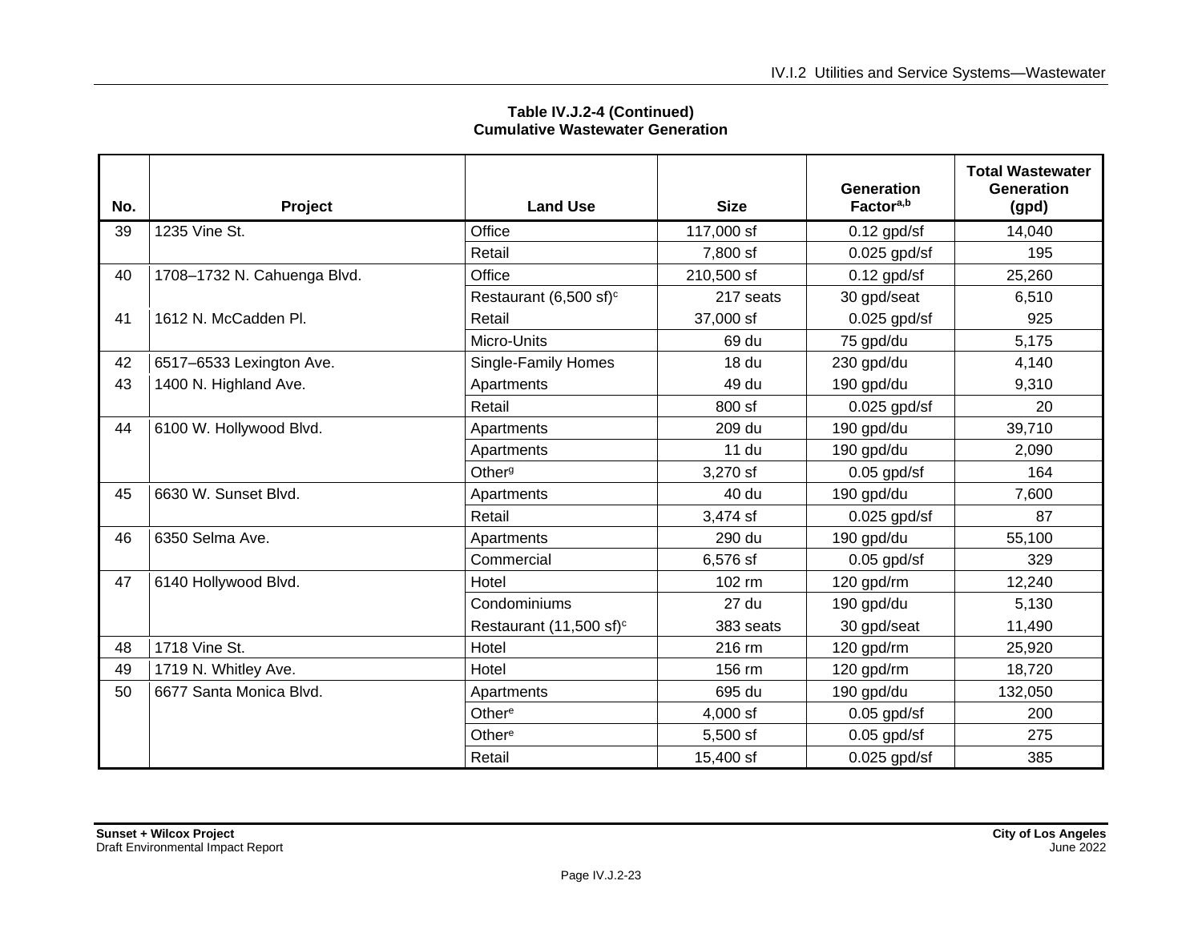**Table IV.J.2-4 (Continued)**
**Cumulative Wastewater Generation**

| No. | Project | Land Use | Size | Generation Factor[a,b] | Total Wastewater Generation (gpd) |
|---|---|---|---|---|---|
| 39 | 1235 Vine St. | Office | 117,000 sf | 0.12 gpd/sf | 14,040 |
| | | Retail | 7,800 sf | 0.025 gpd/sf | 195 |
| 40 | 1708–1732 N. Cahuenga Blvd. | Office | 210,500 sf | 0.12 gpd/sf | 25,260 |
| | | Restaurant (6,500 sf)[c] | 217 seats | 30 gpd/seat | 6,510 |
| 41 | 1612 N. McCadden Pl. | Retail | 37,000 sf | 0.025 gpd/sf | 925 |
| | | Micro-Units | 69 du | 75 gpd/du | 5,175 |
| 42 | 6517–6533 Lexington Ave. | Single-Family Homes | 18 du | 230 gpd/du | 4,140 |
| 43 | 1400 N. Highland Ave. | Apartments | 49 du | 190 gpd/du | 9,310 |
| | | Retail | 800 sf | 0.025 gpd/sf | 20 |
| 44 | 6100 W. Hollywood Blvd. | Apartments | 209 du | 190 gpd/du | 39,710 |
| | | Apartments | 11 du | 190 gpd/du | 2,090 |
| | | Other[g] | 3,270 sf | 0.05 gpd/sf | 164 |
| 45 | 6630 W. Sunset Blvd. | Apartments | 40 du | 190 gpd/du | 7,600 |
| | | Retail | 3,474 sf | 0.025 gpd/sf | 87 |
| 46 | 6350 Selma Ave. | Apartments | 290 du | 190 gpd/du | 55,100 |
| | | Commercial | 6,576 sf | 0.05 gpd/sf | 329 |
| 47 | 6140 Hollywood Blvd. | Hotel | 102 rm | 120 gpd/rm | 12,240 |
| | | Condominiums | 27 du | 190 gpd/du | 5,130 |
| | | Restaurant (11,500 sf)[c] | 383 seats | 30 gpd/seat | 11,490 |
| 48 | 1718 Vine St. | Hotel | 216 rm | 120 gpd/rm | 25,920 |
| 49 | 1719 N. Whitley Ave. | Hotel | 156 rm | 120 gpd/rm | 18,720 |
| 50 | 6677 Santa Monica Blvd. | Apartments | 695 du | 190 gpd/du | 132,050 |
| | | Other[e] | 4,000 sf | 0.05 gpd/sf | 200 |
| | | Other[e] | 5,500 sf | 0.05 gpd/sf | 275 |
| | | Retail | 15,400 sf | 0.025 gpd/sf | 385 |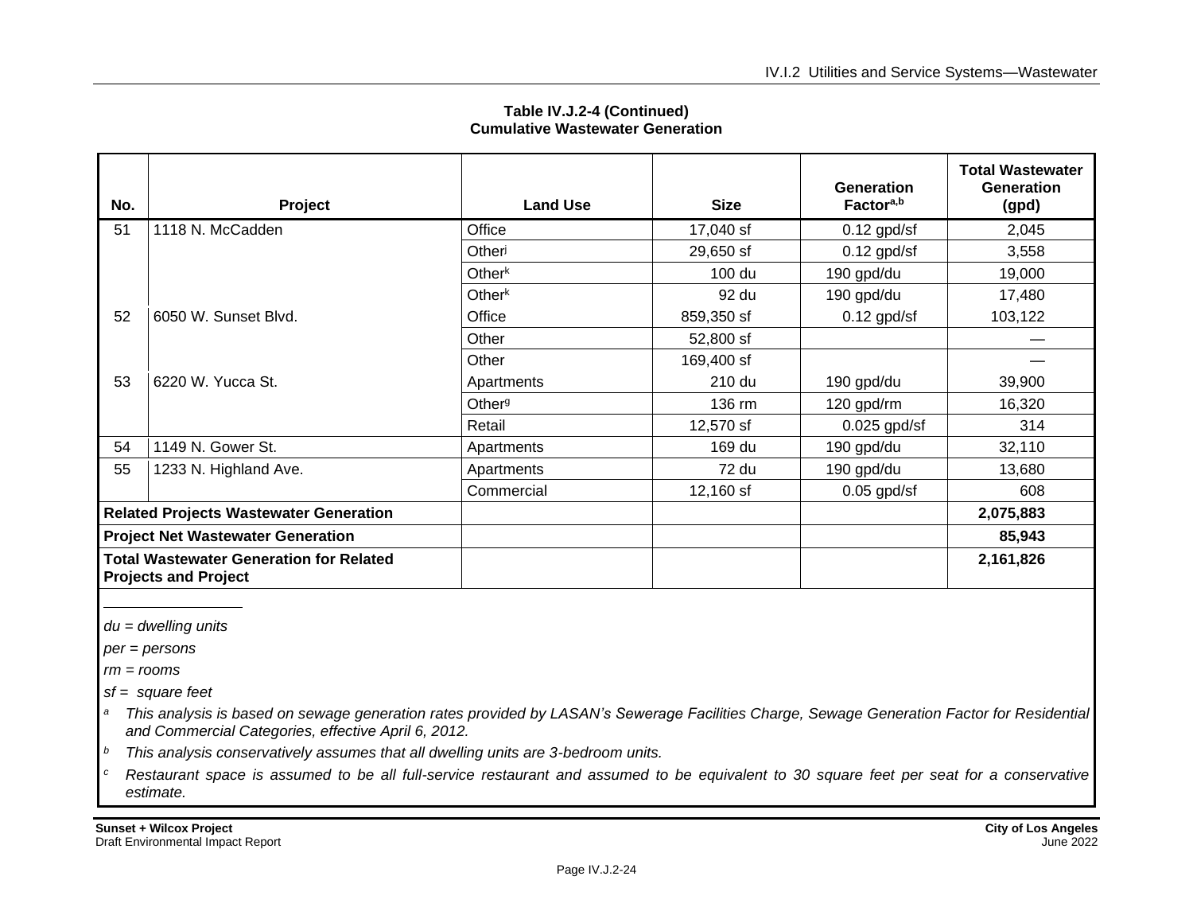**Table IV.J.2-4 (Continued)**
**Cumulative Wastewater Generation**

| No. | Project | Land Use | Size | Generation Factor[a,b] | Total Wastewater Generation (gpd) |
|---|---|---|---|---|---|
| 51 | 1118 N. McCadden | Office | 17,040 sf | 0.12 gpd/sf | 2,045 |
| | | Other[j] | 29,650 sf | 0.12 gpd/sf | 3,558 |
| | | Other[k] | 100 du | 190 gpd/du | 19,000 |
| | | Other[k] | 92 du | 190 gpd/du | 17,480 |
| 52 | 6050 W. Sunset Blvd. | Office | 859,350 sf | 0.12 gpd/sf | 103,122 |
| | | Other | 52,800 sf | | — |
| | | Other | 169,400 sf | | — |
| 53 | 6220 W. Yucca St. | Apartments | 210 du | 190 gpd/du | 39,900 |
| | | Other[g] | 136 rm | 120 gpd/rm | 16,320 |
| | | Retail | 12,570 sf | 0.025 gpd/sf | 314 |
| 54 | 1149 N. Gower St. | Apartments | 169 du | 190 gpd/du | 32,110 |
| 55 | 1233 N. Highland Ave. | Apartments | 72 du | 190 gpd/du | 13,680 |
| | | Commercial | 12,160 sf | 0.05 gpd/sf | 608 |
| **Related Projects Wastewater Generation** | | | | | **2,075,883** |
| **Project Net Wastewater Generation** | | | | | **85,943** |
| **Total Wastewater Generation for Related Projects and Project** | | | | | **2,161,826** |

*du = dwelling units*

*per = persons*

*rm = rooms*

*sf = square feet*

[a] *This analysis is based on sewage generation rates provided by LASAN's Sewerage Facilities Charge, Sewage Generation Factor for Residential and Commercial Categories, effective April 6, 2012.*

[b] *This analysis conservatively assumes that all dwelling units are 3-bedroom units.*

[c] *Restaurant space is assumed to be all full-service restaurant and assumed to be equivalent to 30 square feet per seat for a conservative estimate.*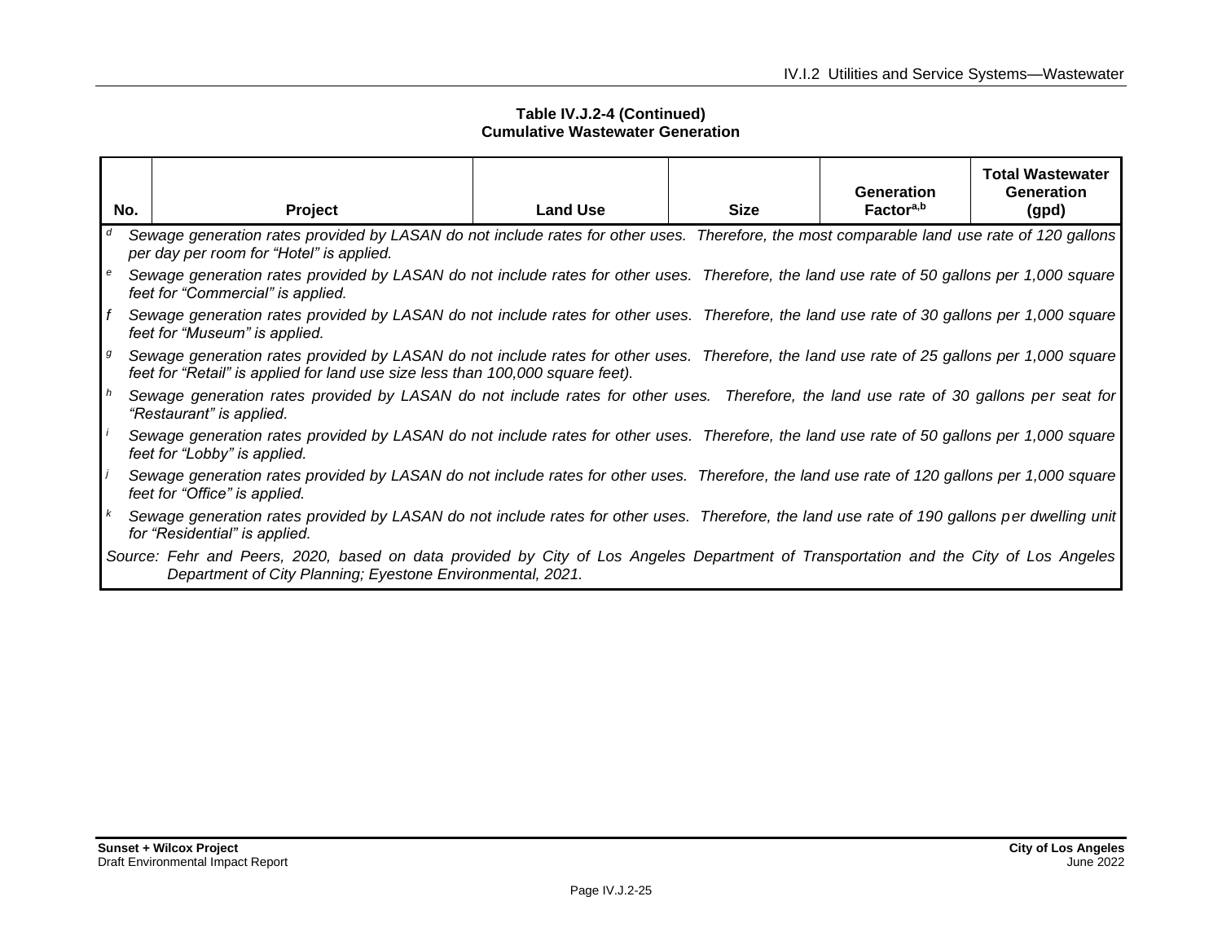**Table IV.J.2-4 (Continued)**
**Cumulative Wastewater Generation**

| No. | Project | Land Use | Size | Generation Factor[a,b] | Total Wastewater Generation (gpd) |
|---|---|---|---|---|---|

[d] *Sewage generation rates provided by LASAN do not include rates for other uses. Therefore, the most comparable land use rate of 120 gallons per day per room for "Hotel" is applied.*

[e] *Sewage generation rates provided by LASAN do not include rates for other uses. Therefore, the land use rate of 50 gallons per 1,000 square feet for "Commercial" is applied.*

[f] *Sewage generation rates provided by LASAN do not include rates for other uses. Therefore, the land use rate of 30 gallons per 1,000 square feet for "Museum" is applied.*

[g] *Sewage generation rates provided by LASAN do not include rates for other uses. Therefore, the land use rate of 25 gallons per 1,000 square feet for "Retail" is applied for land use size less than 100,000 square feet).*

[h] *Sewage generation rates provided by LASAN do not include rates for other uses. Therefore, the land use rate of 30 gallons per seat for "Restaurant" is applied.*

[i] *Sewage generation rates provided by LASAN do not include rates for other uses. Therefore, the land use rate of 50 gallons per 1,000 square feet for "Lobby" is applied.*

[j] *Sewage generation rates provided by LASAN do not include rates for other uses. Therefore, the land use rate of 120 gallons per 1,000 square feet for "Office" is applied.*

[k] *Sewage generation rates provided by LASAN do not include rates for other uses. Therefore, the land use rate of 190 gallons per dwelling unit for "Residential" is applied.*

*Source: Fehr and Peers, 2020, based on data provided by City of Los Angeles Department of Transportation and the City of Los Angeles Department of City Planning; Eyestone Environmental, 2021.*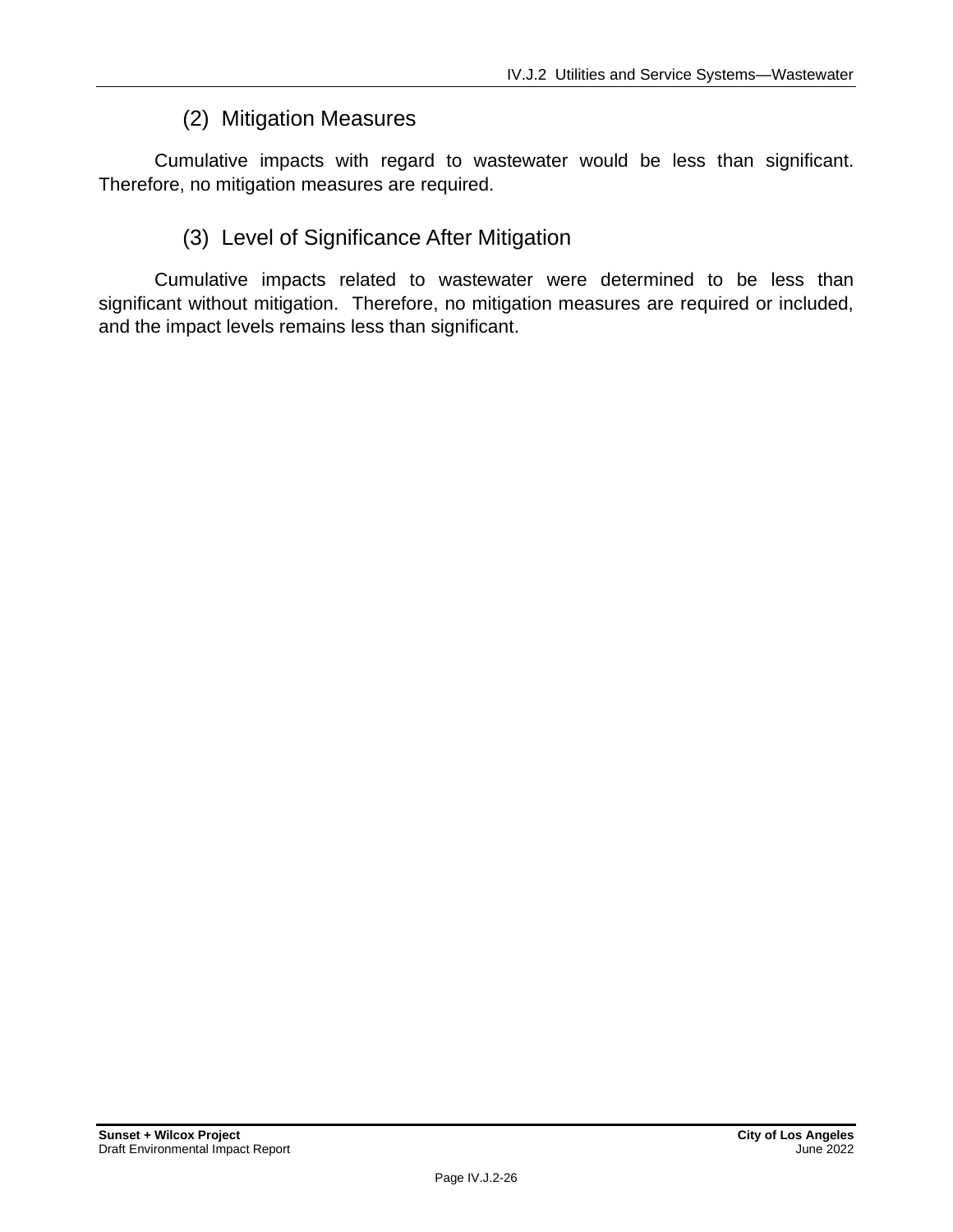#### (2) Mitigation Measures

Cumulative impacts with regard to wastewater would be less than significant. Therefore, no mitigation measures are required.

#### (3) Level of Significance After Mitigation

Cumulative impacts related to wastewater were determined to be less than significant without mitigation. Therefore, no mitigation measures are required or included, and the impact levels remains less than significant.